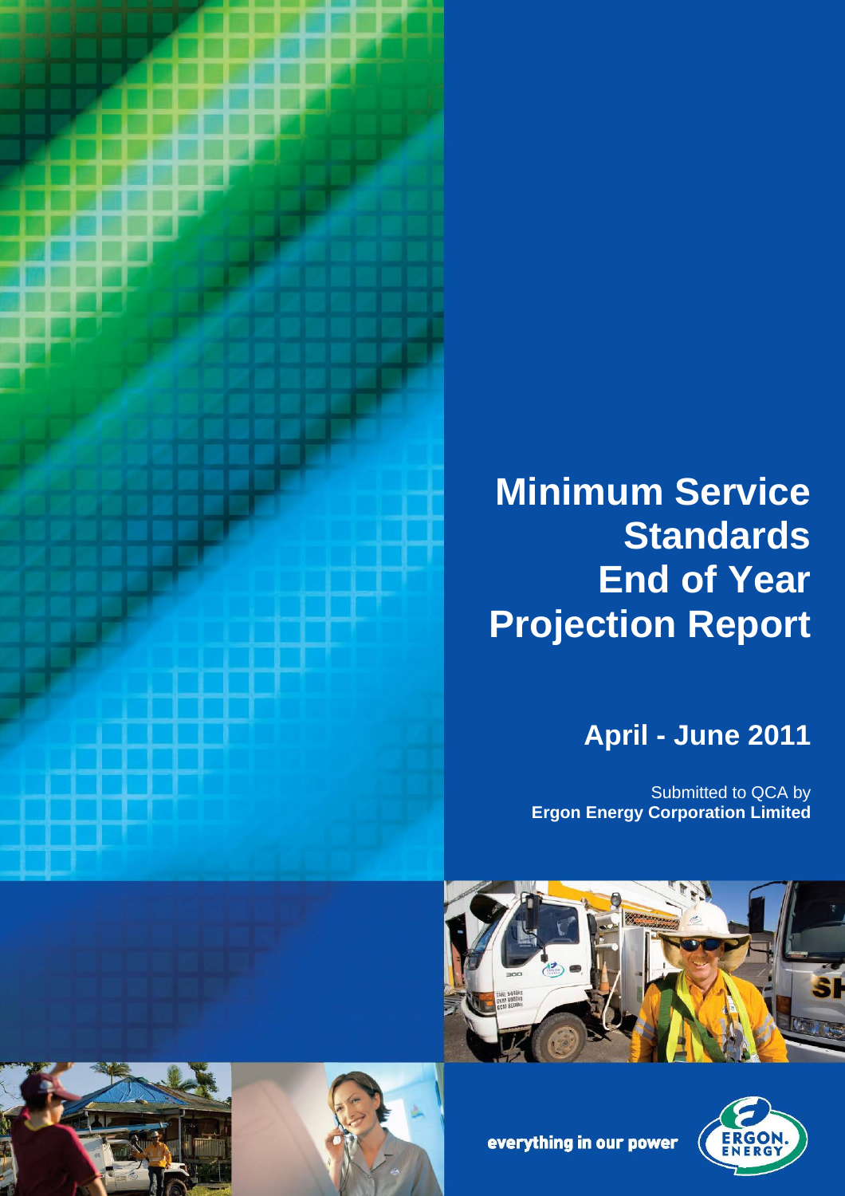# Minimum Service Standards End of Year Projection Report

## April - June 2011

Submitted to QCA by
**Ergon Energy Corporation Limited**

everything in our power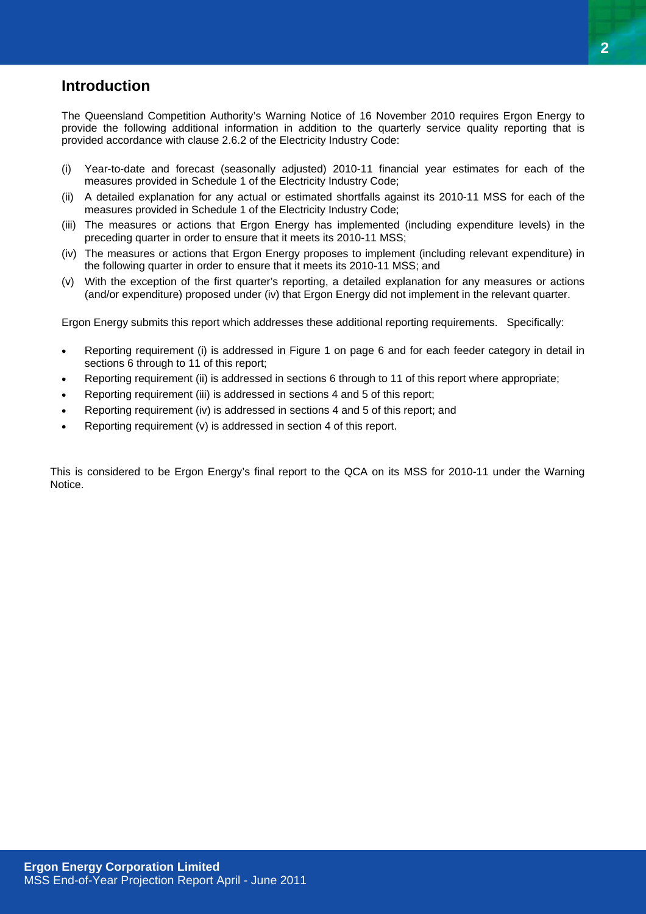## Introduction

The Queensland Competition Authority's Warning Notice of 16 November 2010 requires Ergon Energy to provide the following additional information in addition to the quarterly service quality reporting that is provided accordance with clause 2.6.2 of the Electricity Industry Code:

(i) Year-to-date and forecast (seasonally adjusted) 2010-11 financial year estimates for each of the measures provided in Schedule 1 of the Electricity Industry Code;

(ii) A detailed explanation for any actual or estimated shortfalls against its 2010-11 MSS for each of the measures provided in Schedule 1 of the Electricity Industry Code;

(iii) The measures or actions that Ergon Energy has implemented (including expenditure levels) in the preceding quarter in order to ensure that it meets its 2010-11 MSS;

(iv) The measures or actions that Ergon Energy proposes to implement (including relevant expenditure) in the following quarter in order to ensure that it meets its 2010-11 MSS; and

(v) With the exception of the first quarter's reporting, a detailed explanation for any measures or actions (and/or expenditure) proposed under (iv) that Ergon Energy did not implement in the relevant quarter.

Ergon Energy submits this report which addresses these additional reporting requirements. Specifically:

- Reporting requirement (i) is addressed in Figure 1 on page 6 and for each feeder category in detail in sections 6 through to 11 of this report;
- Reporting requirement (ii) is addressed in sections 6 through to 11 of this report where appropriate;
- Reporting requirement (iii) is addressed in sections 4 and 5 of this report;
- Reporting requirement (iv) is addressed in sections 4 and 5 of this report; and
- Reporting requirement (v) is addressed in section 4 of this report.

This is considered to be Ergon Energy's final report to the QCA on its MSS for 2010-11 under the Warning Notice.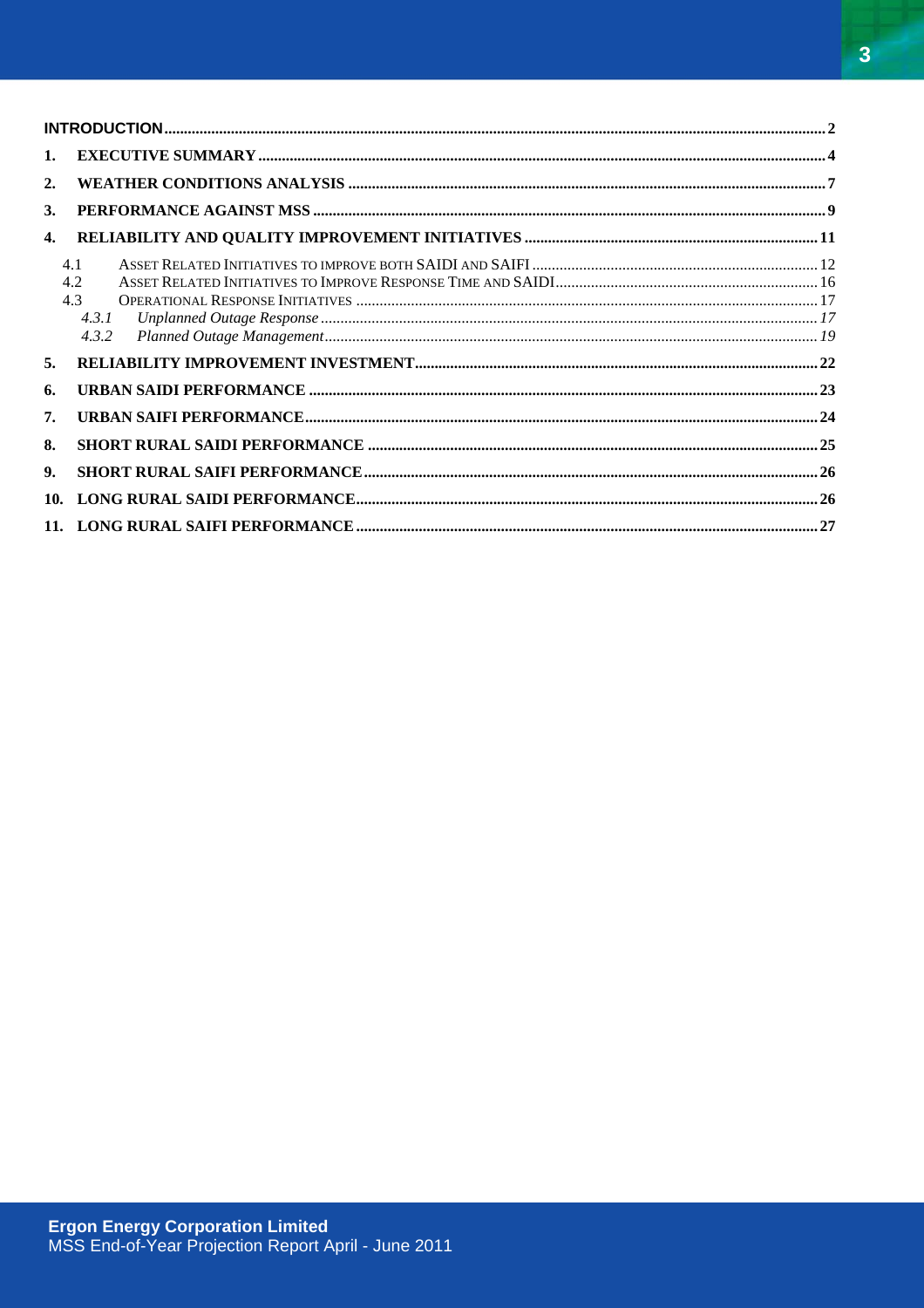**INTRODUCTION** .......... 2

**1. EXECUTIVE SUMMARY** .......... 4

**2. WEATHER CONDITIONS ANALYSIS** .......... 7

**3. PERFORMANCE AGAINST MSS** .......... 9

**4. RELIABILITY AND QUALITY IMPROVEMENT INITIATIVES** .......... 11

- 4.1 ASSET RELATED INITIATIVES TO IMPROVE BOTH SAIDI AND SAIFI .......... 12
- 4.2 ASSET RELATED INITIATIVES TO IMPROVE RESPONSE TIME AND SAIDI .......... 16
- 4.3 OPERATIONAL RESPONSE INITIATIVES .......... 17
  - *4.3.1 Unplanned Outage Response* .......... *17*
  - *4.3.2 Planned Outage Management* .......... *19*

**5. RELIABILITY IMPROVEMENT INVESTMENT** .......... 22

**6. URBAN SAIDI PERFORMANCE** .......... 23

**7. URBAN SAIFI PERFORMANCE** .......... 24

**8. SHORT RURAL SAIDI PERFORMANCE** .......... 25

**9. SHORT RURAL SAIFI PERFORMANCE** .......... 26

**10. LONG RURAL SAIDI PERFORMANCE** .......... 26

**11. LONG RURAL SAIFI PERFORMANCE** .......... 27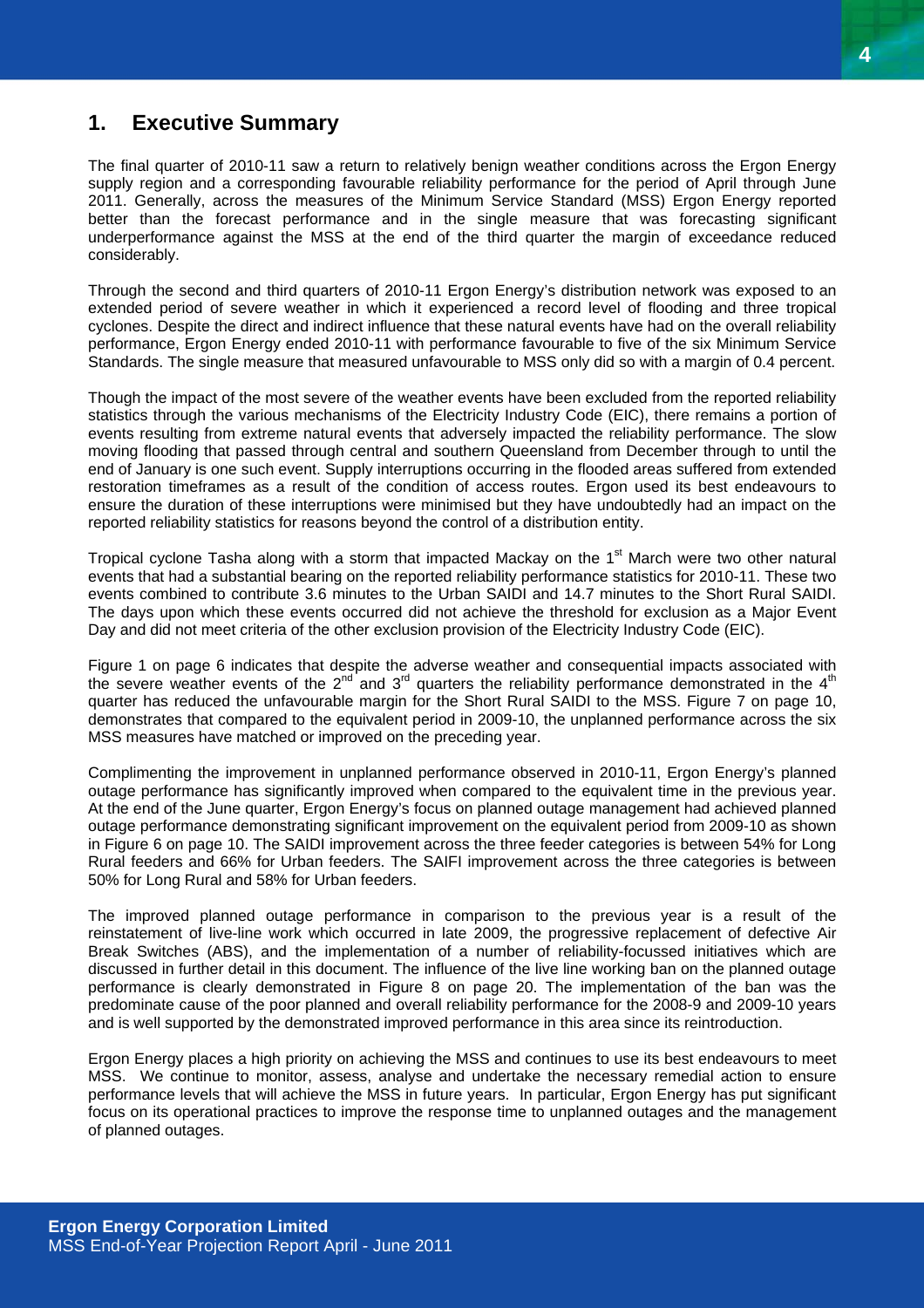# 1. Executive Summary

The final quarter of 2010-11 saw a return to relatively benign weather conditions across the Ergon Energy supply region and a corresponding favourable reliability performance for the period of April through June 2011. Generally, across the measures of the Minimum Service Standard (MSS) Ergon Energy reported better than the forecast performance and in the single measure that was forecasting significant underperformance against the MSS at the end of the third quarter the margin of exceedance reduced considerably.

Through the second and third quarters of 2010-11 Ergon Energy's distribution network was exposed to an extended period of severe weather in which it experienced a record level of flooding and three tropical cyclones. Despite the direct and indirect influence that these natural events have had on the overall reliability performance, Ergon Energy ended 2010-11 with performance favourable to five of the six Minimum Service Standards. The single measure that measured unfavourable to MSS only did so with a margin of 0.4 percent.

Though the impact of the most severe of the weather events have been excluded from the reported reliability statistics through the various mechanisms of the Electricity Industry Code (EIC), there remains a portion of events resulting from extreme natural events that adversely impacted the reliability performance. The slow moving flooding that passed through central and southern Queensland from December through to until the end of January is one such event. Supply interruptions occurring in the flooded areas suffered from extended restoration timeframes as a result of the condition of access routes. Ergon used its best endeavours to ensure the duration of these interruptions were minimised but they have undoubtedly had an impact on the reported reliability statistics for reasons beyond the control of a distribution entity.

Tropical cyclone Tasha along with a storm that impacted Mackay on the 1st March were two other natural events that had a substantial bearing on the reported reliability performance statistics for 2010-11. These two events combined to contribute 3.6 minutes to the Urban SAIDI and 14.7 minutes to the Short Rural SAIDI. The days upon which these events occurred did not achieve the threshold for exclusion as a Major Event Day and did not meet criteria of the other exclusion provision of the Electricity Industry Code (EIC).

Figure 1 on page 6 indicates that despite the adverse weather and consequential impacts associated with the severe weather events of the 2nd and 3rd quarters the reliability performance demonstrated in the 4th quarter has reduced the unfavourable margin for the Short Rural SAIDI to the MSS. Figure 7 on page 10, demonstrates that compared to the equivalent period in 2009-10, the unplanned performance across the six MSS measures have matched or improved on the preceding year.

Complimenting the improvement in unplanned performance observed in 2010-11, Ergon Energy's planned outage performance has significantly improved when compared to the equivalent time in the previous year. At the end of the June quarter, Ergon Energy's focus on planned outage management had achieved planned outage performance demonstrating significant improvement on the equivalent period from 2009-10 as shown in Figure 6 on page 10. The SAIDI improvement across the three feeder categories is between 54% for Long Rural feeders and 66% for Urban feeders. The SAIFI improvement across the three categories is between 50% for Long Rural and 58% for Urban feeders.

The improved planned outage performance in comparison to the previous year is a result of the reinstatement of live-line work which occurred in late 2009, the progressive replacement of defective Air Break Switches (ABS), and the implementation of a number of reliability-focussed initiatives which are discussed in further detail in this document. The influence of the live line working ban on the planned outage performance is clearly demonstrated in Figure 8 on page 20. The implementation of the ban was the predominate cause of the poor planned and overall reliability performance for the 2008-9 and 2009-10 years and is well supported by the demonstrated improved performance in this area since its reintroduction.

Ergon Energy places a high priority on achieving the MSS and continues to use its best endeavours to meet MSS. We continue to monitor, assess, analyse and undertake the necessary remedial action to ensure performance levels that will achieve the MSS in future years. In particular, Ergon Energy has put significant focus on its operational practices to improve the response time to unplanned outages and the management of planned outages.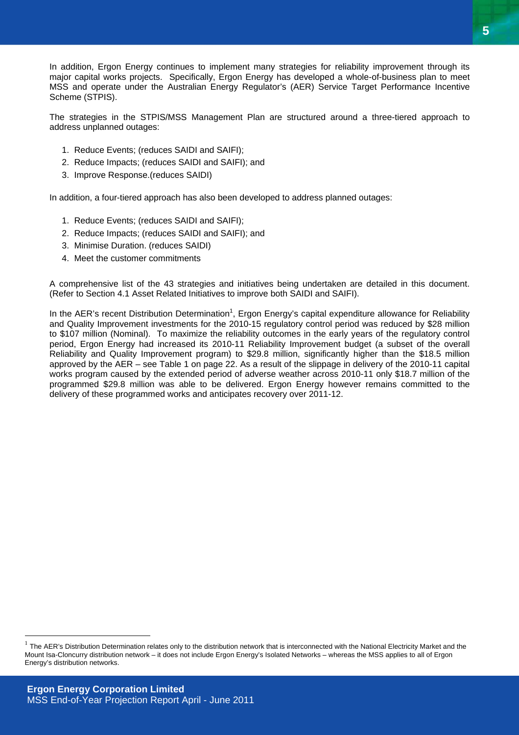In addition, Ergon Energy continues to implement many strategies for reliability improvement through its major capital works projects. Specifically, Ergon Energy has developed a whole-of-business plan to meet MSS and operate under the Australian Energy Regulator's (AER) Service Target Performance Incentive Scheme (STPIS).

The strategies in the STPIS/MSS Management Plan are structured around a three-tiered approach to address unplanned outages:

1. Reduce Events; (reduces SAIDI and SAIFI);
2. Reduce Impacts; (reduces SAIDI and SAIFI); and
3. Improve Response.(reduces SAIDI)

In addition, a four-tiered approach has also been developed to address planned outages:

1. Reduce Events; (reduces SAIDI and SAIFI);
2. Reduce Impacts; (reduces SAIDI and SAIFI); and
3. Minimise Duration. (reduces SAIDI)
4. Meet the customer commitments

A comprehensive list of the 43 strategies and initiatives being undertaken are detailed in this document. (Refer to Section 4.1 Asset Related Initiatives to improve both SAIDI and SAIFI).

In the AER's recent Distribution Determination[1], Ergon Energy's capital expenditure allowance for Reliability and Quality Improvement investments for the 2010-15 regulatory control period was reduced by $28 million to $107 million (Nominal). To maximize the reliability outcomes in the early years of the regulatory control period, Ergon Energy had increased its 2010-11 Reliability Improvement budget (a subset of the overall Reliability and Quality Improvement program) to $29.8 million, significantly higher than the $18.5 million approved by the AER – see Table 1 on page 22. As a result of the slippage in delivery of the 2010-11 capital works program caused by the extended period of adverse weather across 2010-11 only $18.7 million of the programmed $29.8 million was able to be delivered. Ergon Energy however remains committed to the delivery of these programmed works and anticipates recovery over 2011-12.

[1] The AER's Distribution Determination relates only to the distribution network that is interconnected with the National Electricity Market and the Mount Isa-Cloncurry distribution network – it does not include Ergon Energy's Isolated Networks – whereas the MSS applies to all of Ergon Energy's distribution networks.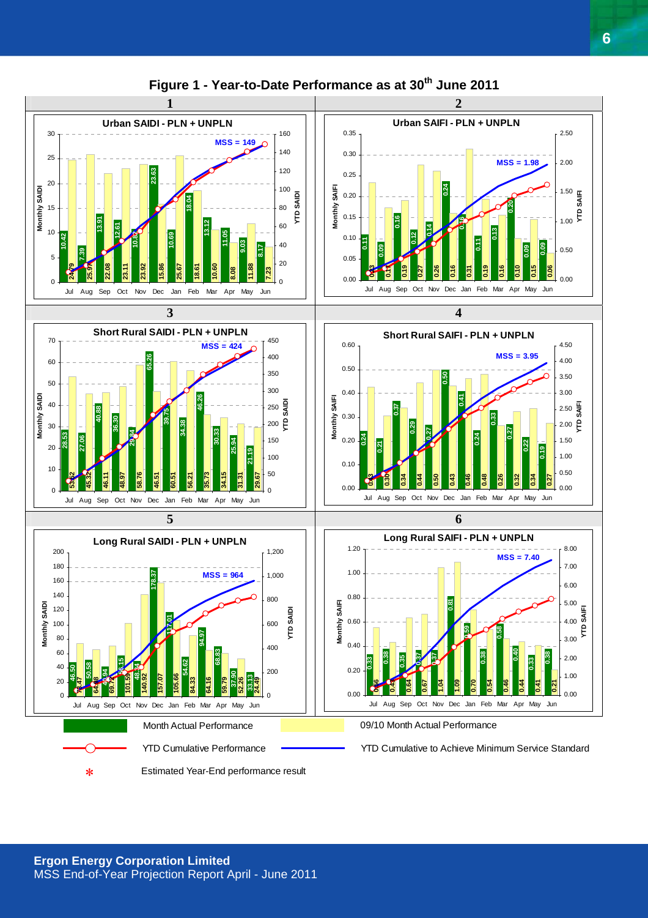# Figure 1 - Year-to-Date Performance as at 30th June 2011

### 1

**Urban SAIDI - PLN + UNPLN**

MSS = 149

| Month | Month Actual Performance (Monthly SAIDI) | 09/10 Month Actual Performance |
|---|---|---|
| Jul | 10.42 | 24.79 |
| Aug | 7.39 | 25.97 |
| Sep | 13.91 | 22.08 |
| Oct | 12.61 | 23.11 |
| Nov | 10.82 | 23.92 |
| Dec | 23.63 | 15.86 |
| Jan | 10.69 | 25.67 |
| Feb | 18.04 | 18.61 |
| Mar | 13.12 | 10.60 |
| Apr | 11.05 | 8.08 |
| May | 9.03 | 11.88 |
| Jun | 8.17 | 7.23 |

### 2

**Urban SAIFI - PLN + UNPLN**

MSS = 1.98

| Month | Month Actual Performance (Monthly SAIFI) | 09/10 Month Actual Performance |
|---|---|---|
| Jul | 0.11 | 0.23 |
| Aug | 0.09 | 0.17 |
| Sep | 0.16 | 0.19 |
| Oct | 0.12 | 0.27 |
| Nov | 0.14 | 0.26 |
| Dec | 0.24 | 0.16 |
| Jan | 0.16 | 0.31 |
| Feb | 0.11 | 0.19 |
| Mar | 0.13 | 0.16 |
| Apr | 0.20 | 0.10 |
| May | 0.09 | 0.15 |
| Jun | 0.09 | 0.06 |

### 3

**Short Rural SAIDI - PLN + UNPLN**

MSS = 424

| Month | Month Actual Performance (Monthly SAIDI) | 09/10 Month Actual Performance |
|---|---|---|
| Jul | 28.53 | 53.62 |
| Aug | 27.06 | 45.32 |
| Sep | 40.88 | 46.11 |
| Oct | 36.30 | 48.97 |
| Nov | 29.84 | 58.76 |
| Dec | 65.26 | 46.51 |
| Jan | 39.75 | 60.51 |
| Feb | 34.38 | 56.21 |
| Mar | 46.26 | 35.73 |
| Apr | 30.33 | 34.15 |
| May | 25.94 | 31.31 |
| Jun | 21.19 | 29.67 |

### 4

**Short Rural SAIFI - PLN + UNPLN**

MSS = 3.95

| Month | Month Actual Performance (Monthly SAIFI) | 09/10 Month Actual Performance |
|---|---|---|
| Jul | 0.24 | 0.43 |
| Aug | 0.21 | 0.30 |
| Sep | 0.37 | 0.34 |
| Oct | 0.29 | 0.44 |
| Nov | 0.27 | 0.50 |
| Dec | 0.50 | 0.43 |
| Jan | 0.41 | 0.46 |
| Feb | 0.24 | 0.48 |
| Mar | 0.33 | 0.26 |
| Apr | 0.27 | 0.32 |
| May | 0.22 | 0.34 |
| Jun | 0.19 | 0.27 |

### 5

**Long Rural SAIDI - PLN + UNPLN**

MSS = 964

| Month | Month Actual Performance (Monthly SAIDI) | 09/10 Month Actual Performance |
|---|---|---|
| Jul | 46.50 | 73.47 |
| Aug | 50.58 | 64.88 |
| Sep | 40.94 | 69.72 |
| Oct | 55.15 | 101.59 |
| Nov | 48.34 | 140.92 |
| Dec | 178.37 | 157.07 |
| Jan | 117.01 | 105.66 |
| Feb | 54.62 | 84.33 |
| Mar | 94.97 | 64.16 |
| Apr | 68.83 | 59.79 |
| May | 37.90 | 52.26 |
| Jun | 33.13 | 24.49 |

### 6

**Long Rural SAIFI - PLN + UNPLN**

MSS = 7.40

| Month | Month Actual Performance (Monthly SAIFI) | 09/10 Month Actual Performance |
|---|---|---|
| Jul | 0.33 | 0.56 |
| Aug | 0.38 | 0.43 |
| Sep | 0.35 | 0.64 |
| Oct | 0.37 | 0.67 |
| Nov | 0.37 | 1.04 |
| Dec | 0.81 | 1.09 |
| Jan | 0.59 | 0.70 |
| Feb | 0.38 | 0.54 |
| Mar | 0.58 | 0.46 |
| Apr | 0.40 | 0.44 |
| May | 0.33 | 0.41 |
| Jun | 0.38 | 0.21 |

Legend:
- Month Actual Performance
- 09/10 Month Actual Performance
- YTD Cumulative Performance
- YTD Cumulative to Achieve Minimum Service Standard
- * Estimated Year-End performance result

**Ergon Energy Corporation Limited**
MSS End-of-Year Projection Report April - June 2011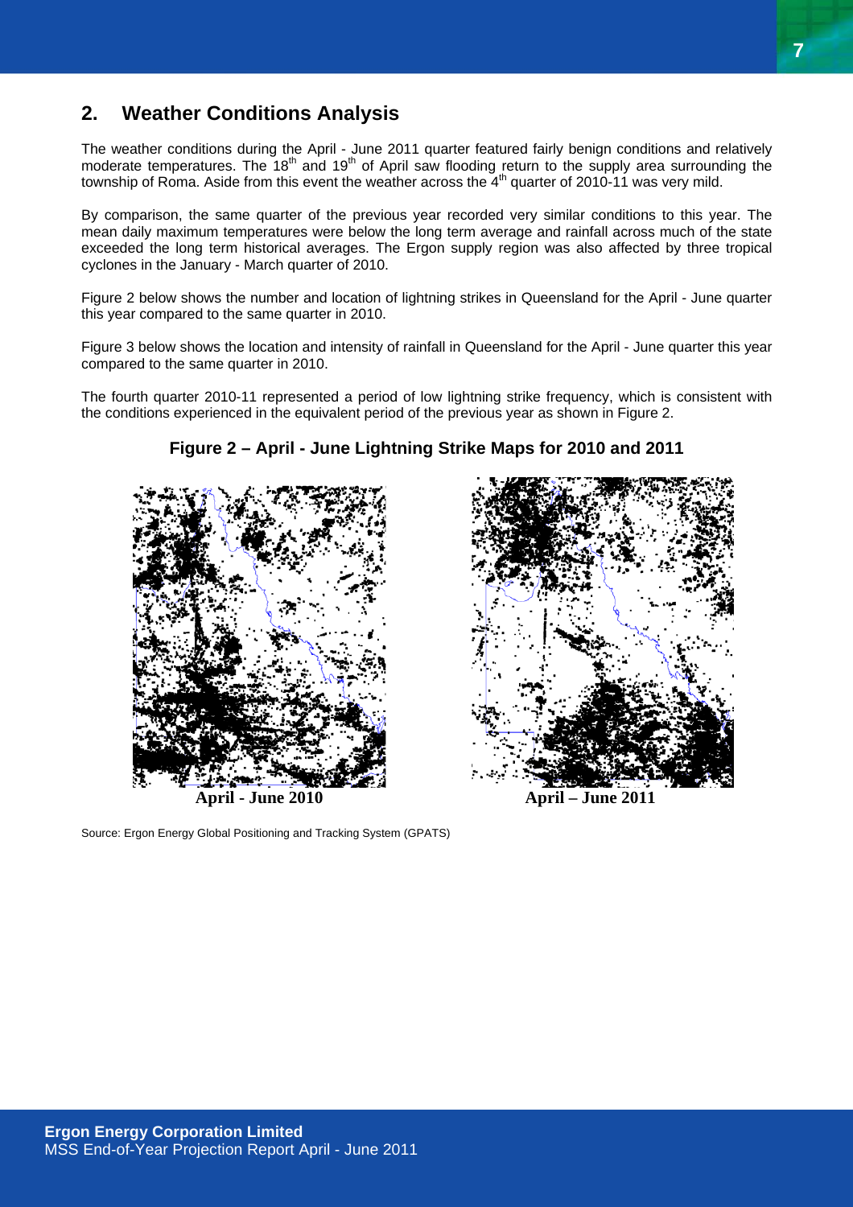## 2. Weather Conditions Analysis

The weather conditions during the April - June 2011 quarter featured fairly benign conditions and relatively moderate temperatures. The 18th and 19th of April saw flooding return to the supply area surrounding the township of Roma. Aside from this event the weather across the 4th quarter of 2010-11 was very mild.

By comparison, the same quarter of the previous year recorded very similar conditions to this year. The mean daily maximum temperatures were below the long term average and rainfall across much of the state exceeded the long term historical averages. The Ergon supply region was also affected by three tropical cyclones in the January - March quarter of 2010.

Figure 2 below shows the number and location of lightning strikes in Queensland for the April - June quarter this year compared to the same quarter in 2010.

Figure 3 below shows the location and intensity of rainfall in Queensland for the April - June quarter this year compared to the same quarter in 2010.

The fourth quarter 2010-11 represented a period of low lightning strike frequency, which is consistent with the conditions experienced in the equivalent period of the previous year as shown in Figure 2.

**Figure 2 – April - June Lightning Strike Maps for 2010 and 2011**

**April - June 2010** **April – June 2011**

Source: Ergon Energy Global Positioning and Tracking System (GPATS)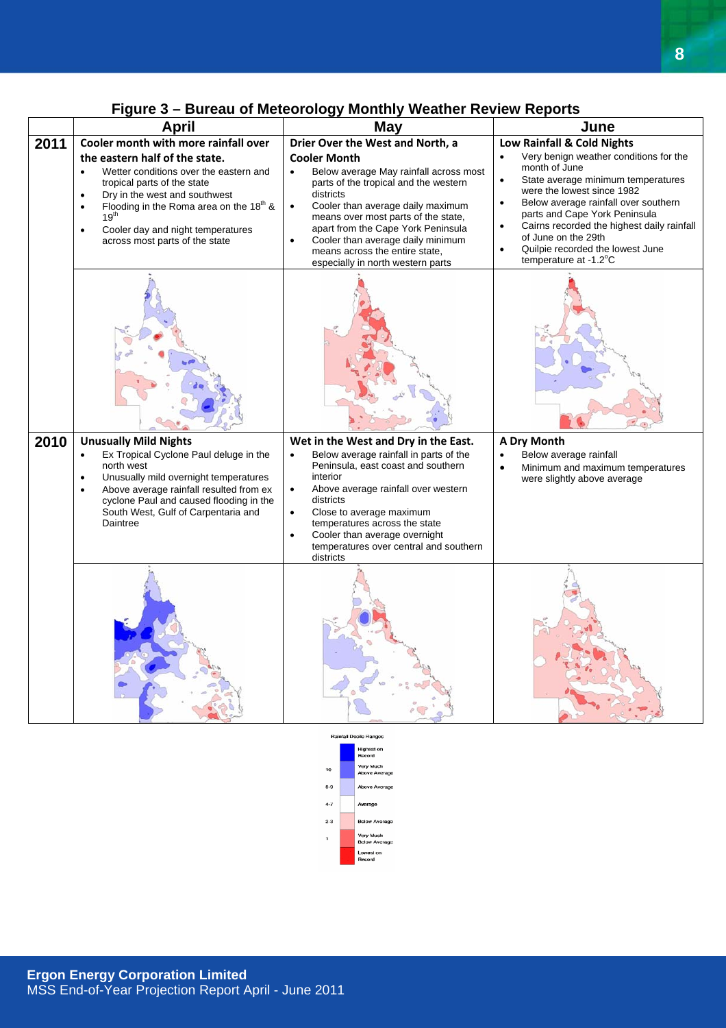## Figure 3 – Bureau of Meteorology Monthly Weather Review Reports

| | April | May | June |
|---|---|---|---|
| 2011 | **Cooler month with more rainfall over the eastern half of the state.**<br>• Wetter conditions over the eastern and tropical parts of the state<br>• Dry in the west and southwest<br>• Flooding in the Roma area on the 18th & 19th<br>• Cooler day and night temperatures across most parts of the state | **Drier Over the West and North, a Cooler Month**<br>• Below average May rainfall across most parts of the tropical and the western districts<br>• Cooler than average daily maximum means over most parts of the state, apart from the Cape York Peninsula<br>• Cooler than average daily minimum means across the entire state, especially in north western parts | **Low Rainfall & Cold Nights**<br>• Very benign weather conditions for the month of June<br>• State average minimum temperatures were the lowest since 1982<br>• Below average rainfall over southern parts and Cape York Peninsula<br>• Cairns recorded the highest daily rainfall of June on the 29th<br>• Quilpie recorded the lowest June temperature at -1.2°C |
| 2010 | **Unusually Mild Nights**<br>• Ex Tropical Cyclone Paul deluge in the north west<br>• Unusually mild overnight temperatures<br>• Above average rainfall resulted from ex cyclone Paul and caused flooding in the South West, Gulf of Carpentaria and Daintree | **Wet in the West and Dry in the East.**<br>• Below average rainfall in parts of the Peninsula, east coast and southern interior<br>• Above average rainfall over western districts<br>• Close to average maximum temperatures across the state<br>• Cooler than average overnight temperatures over central and southern districts | **A Dry Month**<br>• Below average rainfall<br>• Minimum and maximum temperatures were slightly above average |

Rainfall Decile Ranges

| Decile | Category |
|---|---|
| | Highest on Record |
| 10 | Very Much Above Average |
| 8-9 | Above Average |
| 4-7 | Average |
| 2-3 | Below Average |
| 1 | Very Much Below Average |
| | Lowest on Record |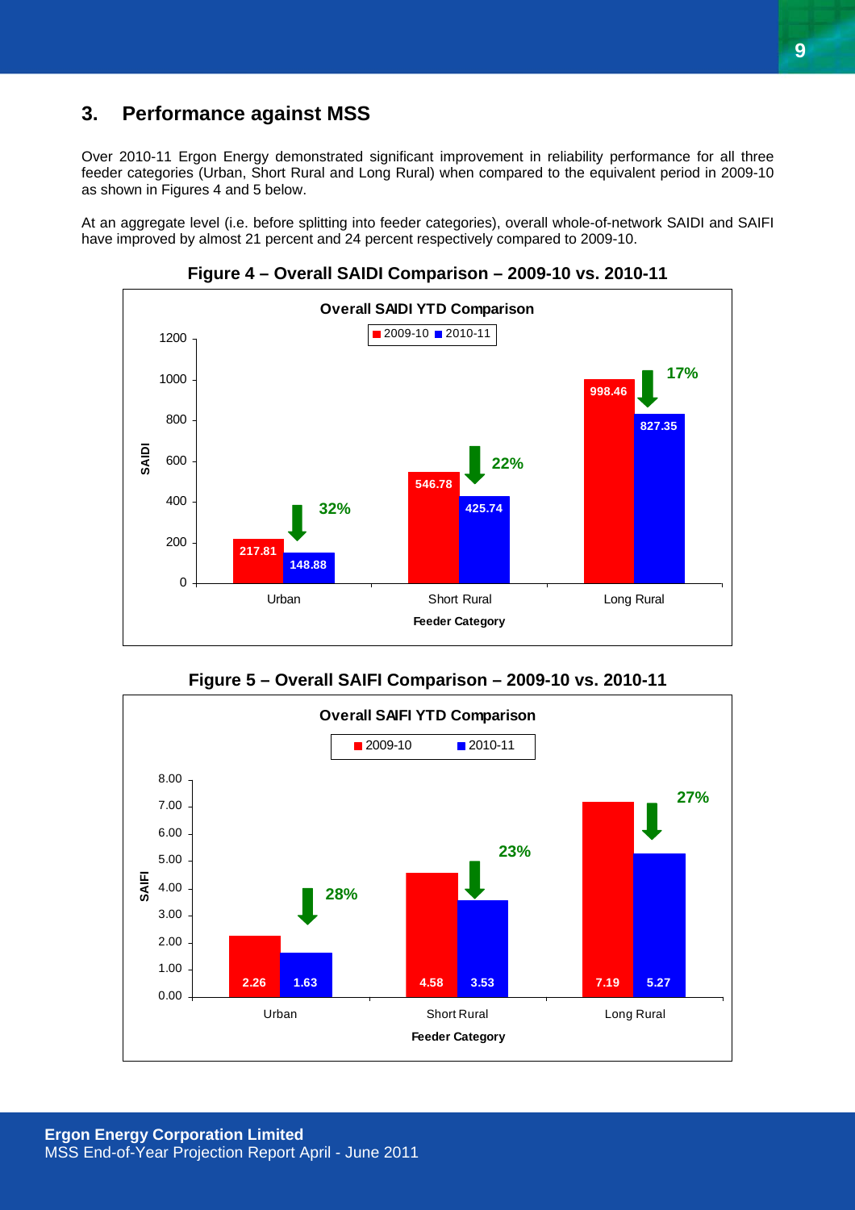## 3. Performance against MSS

Over 2010-11 Ergon Energy demonstrated significant improvement in reliability performance for all three feeder categories (Urban, Short Rural and Long Rural) when compared to the equivalent period in 2009-10 as shown in Figures 4 and 5 below.

At an aggregate level (i.e. before splitting into feeder categories), overall whole-of-network SAIDI and SAIFI have improved by almost 21 percent and 24 percent respectively compared to 2009-10.

**Figure 4 – Overall SAIDI Comparison – 2009-10 vs. 2010-11**

Overall SAIDI YTD Comparison

| Feeder Category | 2009-10 | 2010-11 | Reduction |
|---|---|---|---|
| Urban | 217.81 | 148.88 | 32% |
| Short Rural | 546.78 | 425.74 | 22% |
| Long Rural | 998.46 | 827.35 | 17% |

**Figure 5 – Overall SAIFI Comparison – 2009-10 vs. 2010-11**

Overall SAIFI YTD Comparison

| Feeder Category | 2009-10 | 2010-11 | Reduction |
|---|---|---|---|
| Urban | 2.26 | 1.63 | 28% |
| Short Rural | 4.58 | 3.53 | 23% |
| Long Rural | 7.19 | 5.27 | 27% |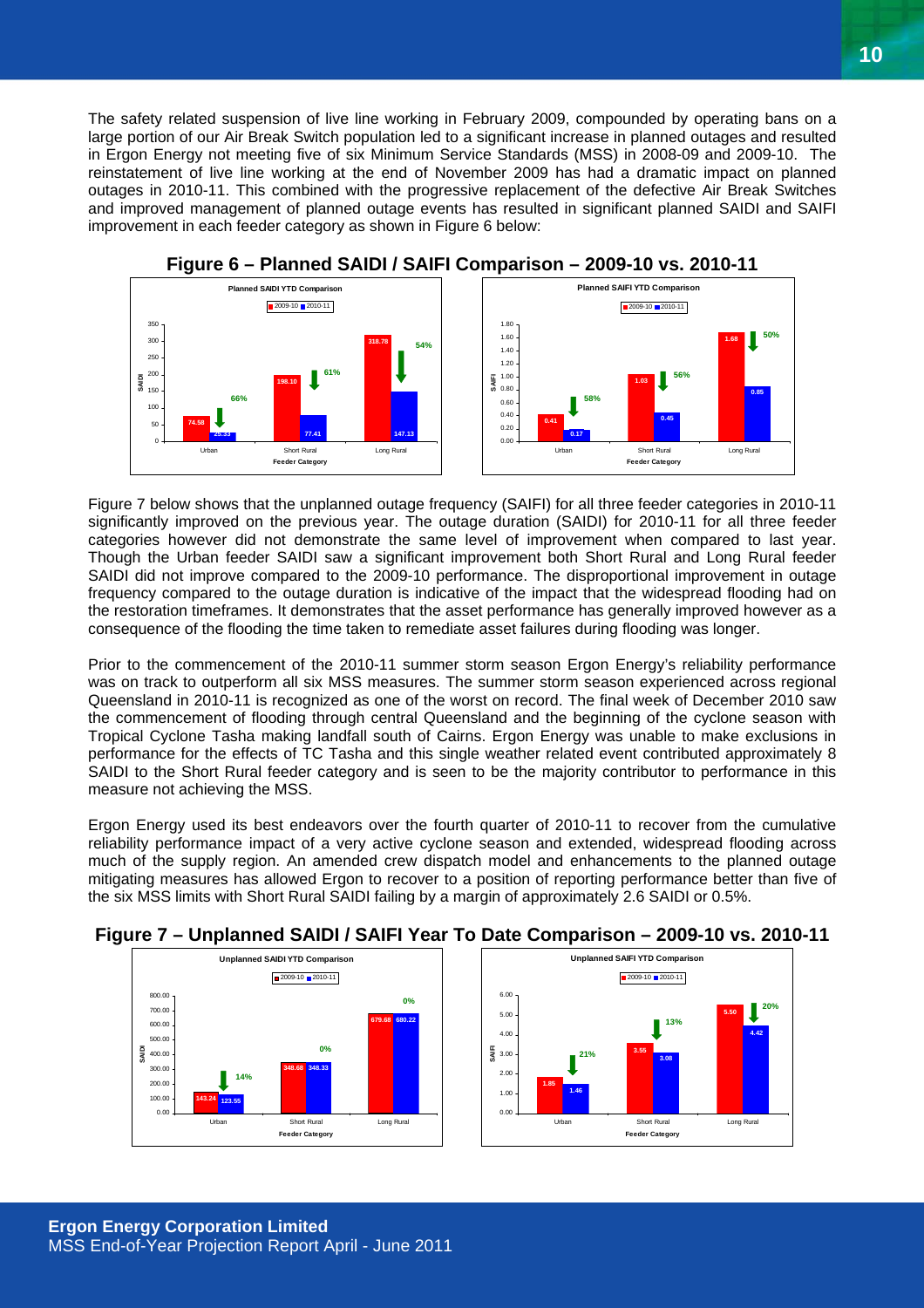The safety related suspension of live line working in February 2009, compounded by operating bans on a large portion of our Air Break Switch population led to a significant increase in planned outages and resulted in Ergon Energy not meeting five of six Minimum Service Standards (MSS) in 2008-09 and 2009-10. The reinstatement of live line working at the end of November 2009 has had a dramatic impact on planned outages in 2010-11. This combined with the progressive replacement of the defective Air Break Switches and improved management of planned outage events has resulted in significant planned SAIDI and SAIFI improvement in each feeder category as shown in Figure 6 below:

**Figure 6 – Planned SAIDI / SAIFI Comparison – 2009-10 vs. 2010-11**

Figure 7 below shows that the unplanned outage frequency (SAIFI) for all three feeder categories in 2010-11 significantly improved on the previous year. The outage duration (SAIDI) for 2010-11 for all three feeder categories however did not demonstrate the same level of improvement when compared to last year. Though the Urban feeder SAIDI saw a significant improvement both Short Rural and Long Rural feeder SAIDI did not improve compared to the 2009-10 performance. The disproportional improvement in outage frequency compared to the outage duration is indicative of the impact that the widespread flooding had on the restoration timeframes. It demonstrates that the asset performance has generally improved however as a consequence of the flooding the time taken to remediate asset failures during flooding was longer.

Prior to the commencement of the 2010-11 summer storm season Ergon Energy's reliability performance was on track to outperform all six MSS measures. The summer storm season experienced across regional Queensland in 2010-11 is recognized as one of the worst on record. The final week of December 2010 saw the commencement of flooding through central Queensland and the beginning of the cyclone season with Tropical Cyclone Tasha making landfall south of Cairns. Ergon Energy was unable to make exclusions in performance for the effects of TC Tasha and this single weather related event contributed approximately 8 SAIDI to the Short Rural feeder category and is seen to be the majority contributor to performance in this measure not achieving the MSS.

Ergon Energy used its best endeavors over the fourth quarter of 2010-11 to recover from the cumulative reliability performance impact of a very active cyclone season and extended, widespread flooding across much of the supply region. An amended crew dispatch model and enhancements to the planned outage mitigating measures has allowed Ergon to recover to a position of reporting performance better than five of the six MSS limits with Short Rural SAIDI failing by a margin of approximately 2.6 SAIDI or 0.5%.

**Figure 7 – Unplanned SAIDI / SAIFI Year To Date Comparison – 2009-10 vs. 2010-11**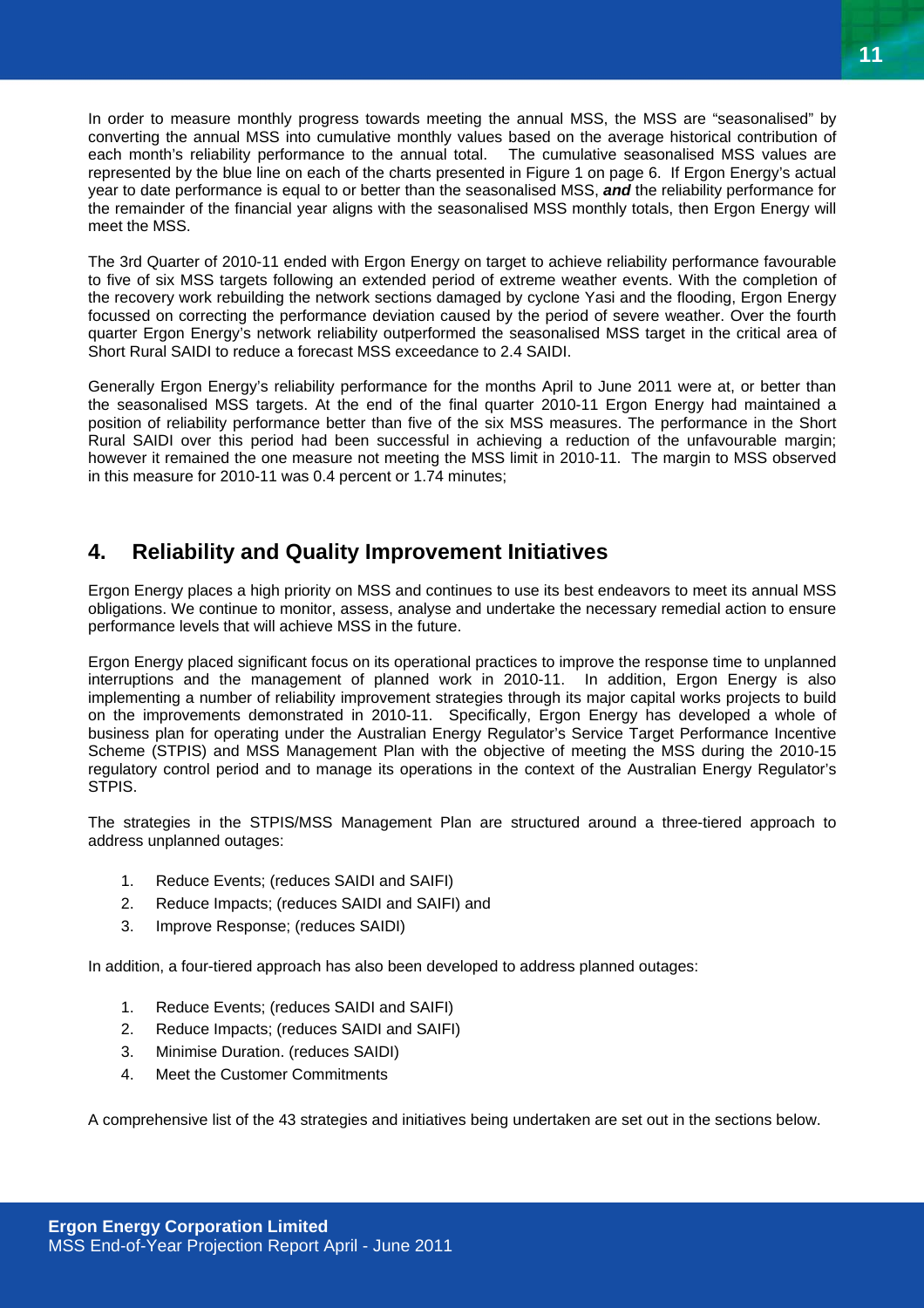In order to measure monthly progress towards meeting the annual MSS, the MSS are "seasonalised" by converting the annual MSS into cumulative monthly values based on the average historical contribution of each month's reliability performance to the annual total. The cumulative seasonalised MSS values are represented by the blue line on each of the charts presented in Figure 1 on page 6. If Ergon Energy's actual year to date performance is equal to or better than the seasonalised MSS, ***and*** the reliability performance for the remainder of the financial year aligns with the seasonalised MSS monthly totals, then Ergon Energy will meet the MSS.

The 3rd Quarter of 2010-11 ended with Ergon Energy on target to achieve reliability performance favourable to five of six MSS targets following an extended period of extreme weather events. With the completion of the recovery work rebuilding the network sections damaged by cyclone Yasi and the flooding, Ergon Energy focussed on correcting the performance deviation caused by the period of severe weather. Over the fourth quarter Ergon Energy's network reliability outperformed the seasonalised MSS target in the critical area of Short Rural SAIDI to reduce a forecast MSS exceedance to 2.4 SAIDI.

Generally Ergon Energy's reliability performance for the months April to June 2011 were at, or better than the seasonalised MSS targets. At the end of the final quarter 2010-11 Ergon Energy had maintained a position of reliability performance better than five of the six MSS measures. The performance in the Short Rural SAIDI over this period had been successful in achieving a reduction of the unfavourable margin; however it remained the one measure not meeting the MSS limit in 2010-11. The margin to MSS observed in this measure for 2010-11 was 0.4 percent or 1.74 minutes;

## 4. Reliability and Quality Improvement Initiatives

Ergon Energy places a high priority on MSS and continues to use its best endeavors to meet its annual MSS obligations. We continue to monitor, assess, analyse and undertake the necessary remedial action to ensure performance levels that will achieve MSS in the future.

Ergon Energy placed significant focus on its operational practices to improve the response time to unplanned interruptions and the management of planned work in 2010-11. In addition, Ergon Energy is also implementing a number of reliability improvement strategies through its major capital works projects to build on the improvements demonstrated in 2010-11. Specifically, Ergon Energy has developed a whole of business plan for operating under the Australian Energy Regulator's Service Target Performance Incentive Scheme (STPIS) and MSS Management Plan with the objective of meeting the MSS during the 2010-15 regulatory control period and to manage its operations in the context of the Australian Energy Regulator's STPIS.

The strategies in the STPIS/MSS Management Plan are structured around a three-tiered approach to address unplanned outages:

1. Reduce Events; (reduces SAIDI and SAIFI)
2. Reduce Impacts; (reduces SAIDI and SAIFI) and
3. Improve Response; (reduces SAIDI)

In addition, a four-tiered approach has also been developed to address planned outages:

1. Reduce Events; (reduces SAIDI and SAIFI)
2. Reduce Impacts; (reduces SAIDI and SAIFI)
3. Minimise Duration. (reduces SAIDI)
4. Meet the Customer Commitments

A comprehensive list of the 43 strategies and initiatives being undertaken are set out in the sections below.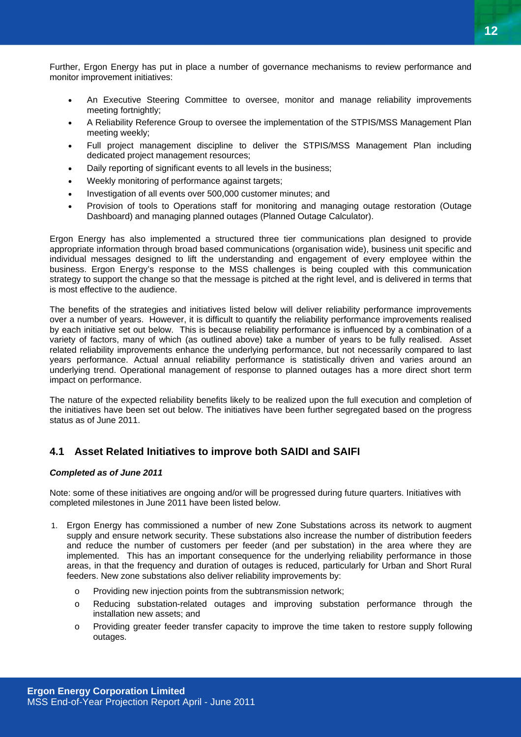Further, Ergon Energy has put in place a number of governance mechanisms to review performance and monitor improvement initiatives:

- An Executive Steering Committee to oversee, monitor and manage reliability improvements meeting fortnightly;
- A Reliability Reference Group to oversee the implementation of the STPIS/MSS Management Plan meeting weekly;
- Full project management discipline to deliver the STPIS/MSS Management Plan including dedicated project management resources;
- Daily reporting of significant events to all levels in the business;
- Weekly monitoring of performance against targets;
- Investigation of all events over 500,000 customer minutes; and
- Provision of tools to Operations staff for monitoring and managing outage restoration (Outage Dashboard) and managing planned outages (Planned Outage Calculator).

Ergon Energy has also implemented a structured three tier communications plan designed to provide appropriate information through broad based communications (organisation wide), business unit specific and individual messages designed to lift the understanding and engagement of every employee within the business. Ergon Energy's response to the MSS challenges is being coupled with this communication strategy to support the change so that the message is pitched at the right level, and is delivered in terms that is most effective to the audience.

The benefits of the strategies and initiatives listed below will deliver reliability performance improvements over a number of years. However, it is difficult to quantify the reliability performance improvements realised by each initiative set out below. This is because reliability performance is influenced by a combination of a variety of factors, many of which (as outlined above) take a number of years to be fully realised. Asset related reliability improvements enhance the underlying performance, but not necessarily compared to last years performance. Actual annual reliability performance is statistically driven and varies around an underlying trend. Operational management of response to planned outages has a more direct short term impact on performance.

The nature of the expected reliability benefits likely to be realized upon the full execution and completion of the initiatives have been set out below. The initiatives have been further segregated based on the progress status as of June 2011.

## 4.1 Asset Related Initiatives to improve both SAIDI and SAIFI

***Completed as of June 2011***

Note: some of these initiatives are ongoing and/or will be progressed during future quarters. Initiatives with completed milestones in June 2011 have been listed below.

1. Ergon Energy has commissioned a number of new Zone Substations across its network to augment supply and ensure network security. These substations also increase the number of distribution feeders and reduce the number of customers per feeder (and per substation) in the area where they are implemented. This has an important consequence for the underlying reliability performance in those areas, in that the frequency and duration of outages is reduced, particularly for Urban and Short Rural feeders. New zone substations also deliver reliability improvements by:
    - Providing new injection points from the subtransmission network;
    - Reducing substation-related outages and improving substation performance through the installation new assets; and
    - Providing greater feeder transfer capacity to improve the time taken to restore supply following outages.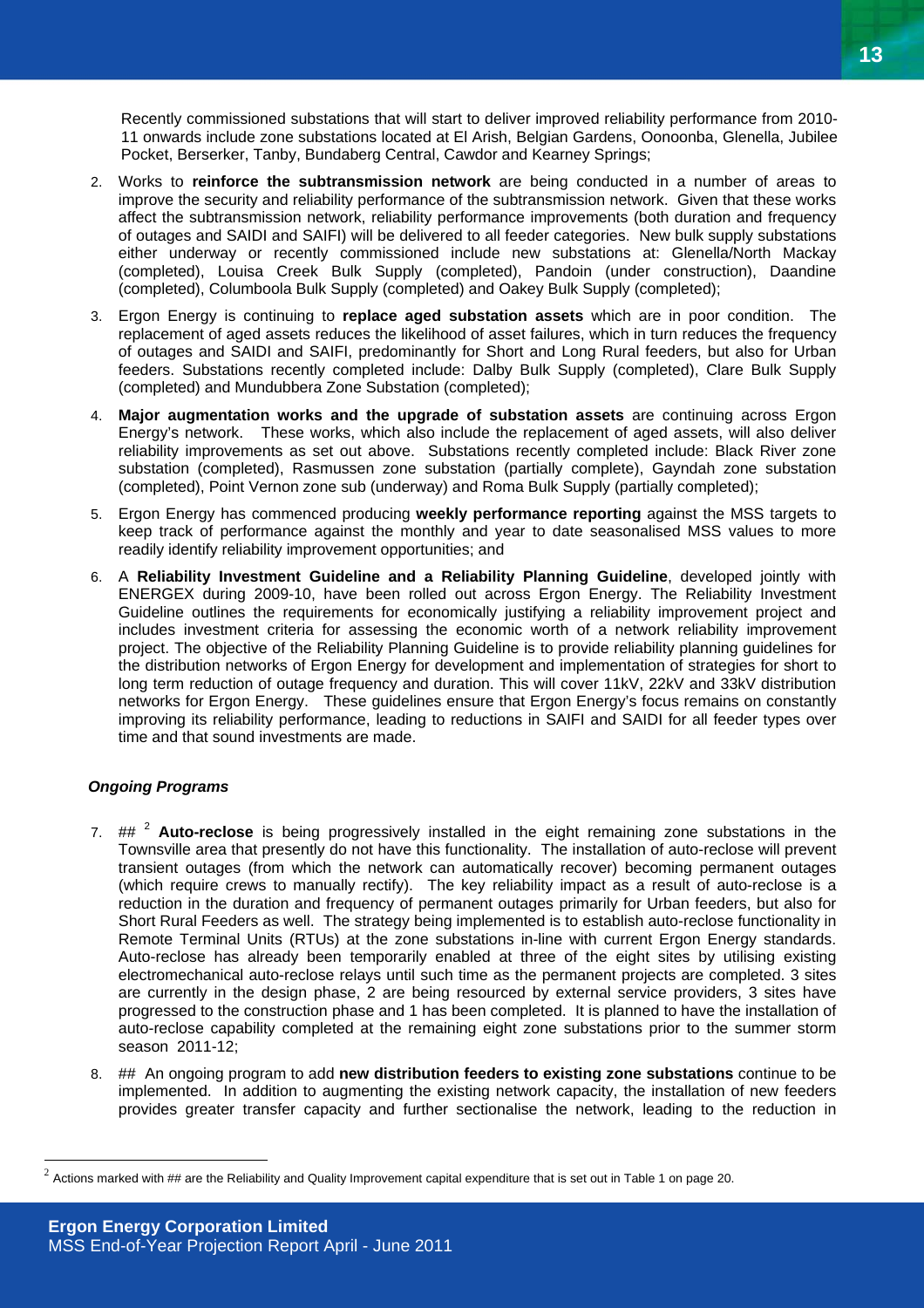Recently commissioned substations that will start to deliver improved reliability performance from 2010-11 onwards include zone substations located at El Arish, Belgian Gardens, Oonoonba, Glenella, Jubilee Pocket, Berserker, Tanby, Bundaberg Central, Cawdor and Kearney Springs;

2. Works to **reinforce the subtransmission network** are being conducted in a number of areas to improve the security and reliability performance of the subtransmission network. Given that these works affect the subtransmission network, reliability performance improvements (both duration and frequency of outages and SAIDI and SAIFI) will be delivered to all feeder categories. New bulk supply substations either underway or recently commissioned include new substations at: Glenella/North Mackay (completed), Louisa Creek Bulk Supply (completed), Pandoin (under construction), Daandine (completed), Columboola Bulk Supply (completed) and Oakey Bulk Supply (completed);

3. Ergon Energy is continuing to **replace aged substation assets** which are in poor condition. The replacement of aged assets reduces the likelihood of asset failures, which in turn reduces the frequency of outages and SAIDI and SAIFI, predominantly for Short and Long Rural feeders, but also for Urban feeders. Substations recently completed include: Dalby Bulk Supply (completed), Clare Bulk Supply (completed) and Mundubbera Zone Substation (completed);

4. **Major augmentation works and the upgrade of substation assets** are continuing across Ergon Energy's network. These works, which also include the replacement of aged assets, will also deliver reliability improvements as set out above. Substations recently completed include: Black River zone substation (completed), Rasmussen zone substation (partially complete), Gayndah zone substation (completed), Point Vernon zone sub (underway) and Roma Bulk Supply (partially completed);

5. Ergon Energy has commenced producing **weekly performance reporting** against the MSS targets to keep track of performance against the monthly and year to date seasonalised MSS values to more readily identify reliability improvement opportunities; and

6. A **Reliability Investment Guideline and a Reliability Planning Guideline**, developed jointly with ENERGEX during 2009-10, have been rolled out across Ergon Energy. The Reliability Investment Guideline outlines the requirements for economically justifying a reliability improvement project and includes investment criteria for assessing the economic worth of a network reliability improvement project. The objective of the Reliability Planning Guideline is to provide reliability planning guidelines for the distribution networks of Ergon Energy for development and implementation of strategies for short to long term reduction of outage frequency and duration. This will cover 11kV, 22kV and 33kV distribution networks for Ergon Energy. These guidelines ensure that Ergon Energy's focus remains on constantly improving its reliability performance, leading to reductions in SAIFI and SAIDI for all feeder types over time and that sound investments are made.

***Ongoing Programs***

7. ## [2] **Auto-reclose** is being progressively installed in the eight remaining zone substations in the Townsville area that presently do not have this functionality. The installation of auto-reclose will prevent transient outages (from which the network can automatically recover) becoming permanent outages (which require crews to manually rectify). The key reliability impact as a result of auto-reclose is a reduction in the duration and frequency of permanent outages primarily for Urban feeders, but also for Short Rural Feeders as well. The strategy being implemented is to establish auto-reclose functionality in Remote Terminal Units (RTUs) at the zone substations in-line with current Ergon Energy standards. Auto-reclose has already been temporarily enabled at three of the eight sites by utilising existing electromechanical auto-reclose relays until such time as the permanent projects are completed. 3 sites are currently in the design phase, 2 are being resourced by external service providers, 3 sites have progressed to the construction phase and 1 has been completed. It is planned to have the installation of auto-reclose capability completed at the remaining eight zone substations prior to the summer storm season 2011-12;

8. ## An ongoing program to add **new distribution feeders to existing zone substations** continue to be implemented. In addition to augmenting the existing network capacity, the installation of new feeders provides greater transfer capacity and further sectionalise the network, leading to the reduction in

[2] Actions marked with ## are the Reliability and Quality Improvement capital expenditure that is set out in Table 1 on page 20.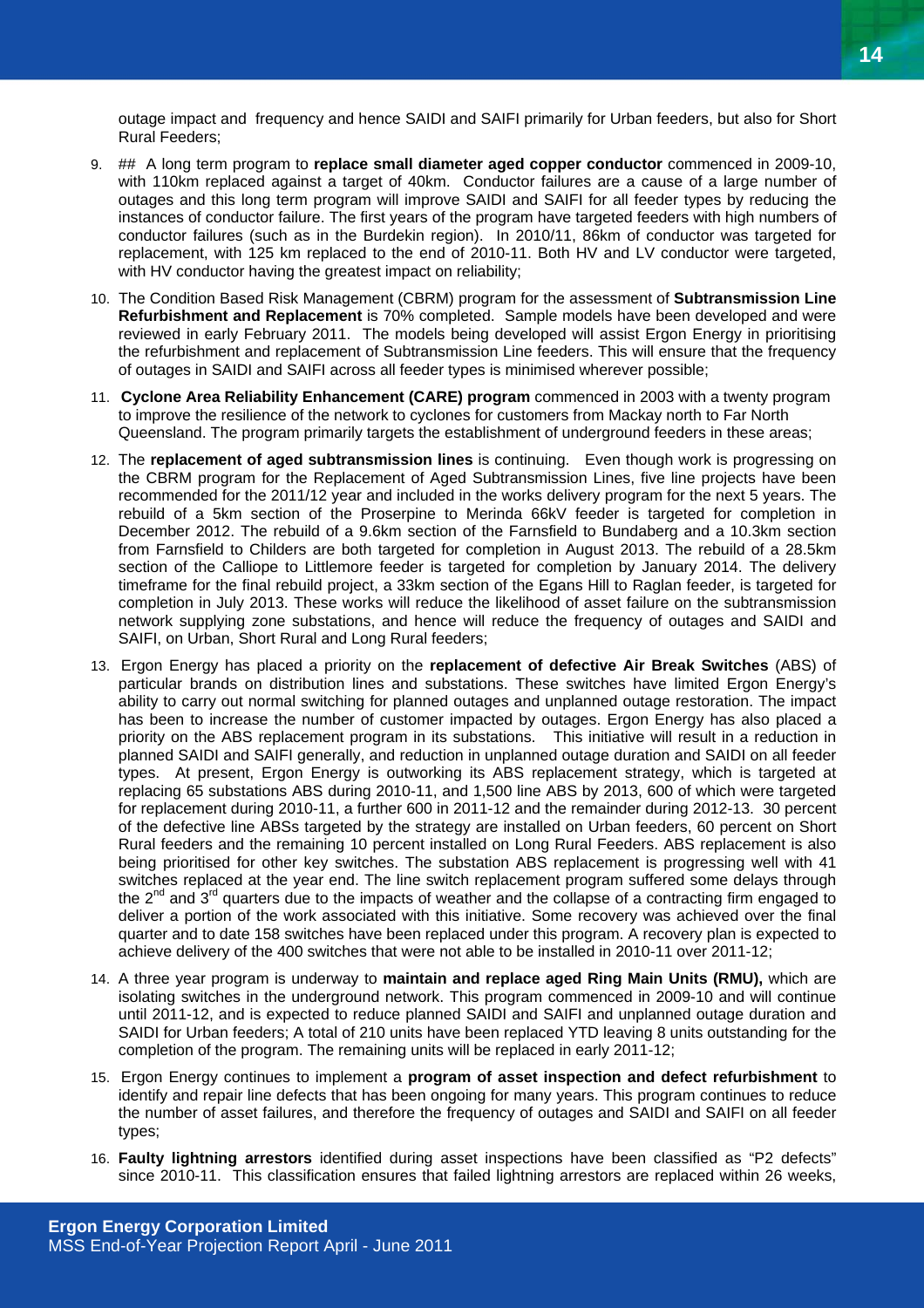outage impact and frequency and hence SAIDI and SAIFI primarily for Urban feeders, but also for Short Rural Feeders;

9. ## A long term program to **replace small diameter aged copper conductor** commenced in 2009-10, with 110km replaced against a target of 40km. Conductor failures are a cause of a large number of outages and this long term program will improve SAIDI and SAIFI for all feeder types by reducing the instances of conductor failure. The first years of the program have targeted feeders with high numbers of conductor failures (such as in the Burdekin region). In 2010/11, 86km of conductor was targeted for replacement, with 125 km replaced to the end of 2010-11. Both HV and LV conductor were targeted, with HV conductor having the greatest impact on reliability;

10. The Condition Based Risk Management (CBRM) program for the assessment of **Subtransmission Line Refurbishment and Replacement** is 70% completed. Sample models have been developed and were reviewed in early February 2011. The models being developed will assist Ergon Energy in prioritising the refurbishment and replacement of Subtransmission Line feeders. This will ensure that the frequency of outages in SAIDI and SAIFI across all feeder types is minimised wherever possible;

11. **Cyclone Area Reliability Enhancement (CARE) program** commenced in 2003 with a twenty program to improve the resilience of the network to cyclones for customers from Mackay north to Far North Queensland. The program primarily targets the establishment of underground feeders in these areas;

12. The **replacement of aged subtransmission lines** is continuing. Even though work is progressing on the CBRM program for the Replacement of Aged Subtransmission Lines, five line projects have been recommended for the 2011/12 year and included in the works delivery program for the next 5 years. The rebuild of a 5km section of the Proserpine to Merinda 66kV feeder is targeted for completion in December 2012. The rebuild of a 9.6km section of the Farnsfield to Bundaberg and a 10.3km section from Farnsfield to Childers are both targeted for completion in August 2013. The rebuild of a 28.5km section of the Calliope to Littlemore feeder is targeted for completion by January 2014. The delivery timeframe for the final rebuild project, a 33km section of the Egans Hill to Raglan feeder, is targeted for completion in July 2013. These works will reduce the likelihood of asset failure on the subtransmission network supplying zone substations, and hence will reduce the frequency of outages and SAIDI and SAIFI, on Urban, Short Rural and Long Rural feeders;

13. Ergon Energy has placed a priority on the **replacement of defective Air Break Switches** (ABS) of particular brands on distribution lines and substations. These switches have limited Ergon Energy's ability to carry out normal switching for planned outages and unplanned outage restoration. The impact has been to increase the number of customer impacted by outages. Ergon Energy has also placed a priority on the ABS replacement program in its substations. This initiative will result in a reduction in planned SAIDI and SAIFI generally, and reduction in unplanned outage duration and SAIDI on all feeder types. At present, Ergon Energy is outworking its ABS replacement strategy, which is targeted at replacing 65 substations ABS during 2010-11, and 1,500 line ABS by 2013, 600 of which were targeted for replacement during 2010-11, a further 600 in 2011-12 and the remainder during 2012-13. 30 percent of the defective line ABSs targeted by the strategy are installed on Urban feeders, 60 percent on Short Rural feeders and the remaining 10 percent installed on Long Rural Feeders. ABS replacement is also being prioritised for other key switches. The substation ABS replacement is progressing well with 41 switches replaced at the year end. The line switch replacement program suffered some delays through the 2nd and 3rd quarters due to the impacts of weather and the collapse of a contracting firm engaged to deliver a portion of the work associated with this initiative. Some recovery was achieved over the final quarter and to date 158 switches have been replaced under this program. A recovery plan is expected to achieve delivery of the 400 switches that were not able to be installed in 2010-11 over 2011-12;

14. A three year program is underway to **maintain and replace aged Ring Main Units (RMU),** which are isolating switches in the underground network. This program commenced in 2009-10 and will continue until 2011-12, and is expected to reduce planned SAIDI and SAIFI and unplanned outage duration and SAIDI for Urban feeders; A total of 210 units have been replaced YTD leaving 8 units outstanding for the completion of the program. The remaining units will be replaced in early 2011-12;

15. Ergon Energy continues to implement a **program of asset inspection and defect refurbishment** to identify and repair line defects that has been ongoing for many years. This program continues to reduce the number of asset failures, and therefore the frequency of outages and SAIDI and SAIFI on all feeder types;

16. **Faulty lightning arrestors** identified during asset inspections have been classified as "P2 defects" since 2010-11. This classification ensures that failed lightning arrestors are replaced within 26 weeks,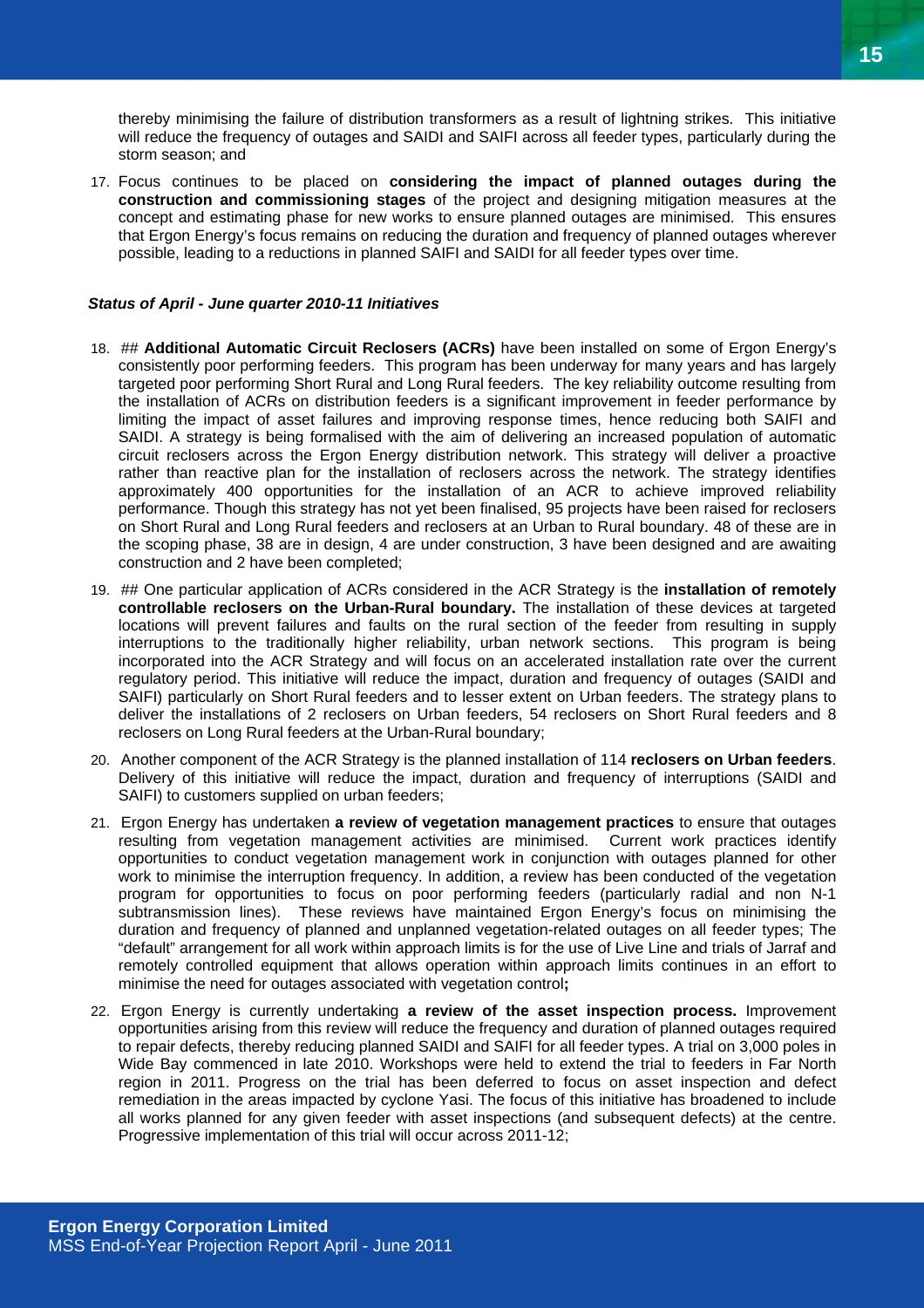thereby minimising the failure of distribution transformers as a result of lightning strikes. This initiative will reduce the frequency of outages and SAIDI and SAIFI across all feeder types, particularly during the storm season; and

17. Focus continues to be placed on **considering the impact of planned outages during the construction and commissioning stages** of the project and designing mitigation measures at the concept and estimating phase for new works to ensure planned outages are minimised. This ensures that Ergon Energy's focus remains on reducing the duration and frequency of planned outages wherever possible, leading to a reductions in planned SAIFI and SAIDI for all feeder types over time.

***Status of April - June quarter 2010-11 Initiatives***

18. ## **Additional Automatic Circuit Reclosers (ACRs)** have been installed on some of Ergon Energy's consistently poor performing feeders. This program has been underway for many years and has largely targeted poor performing Short Rural and Long Rural feeders. The key reliability outcome resulting from the installation of ACRs on distribution feeders is a significant improvement in feeder performance by limiting the impact of asset failures and improving response times, hence reducing both SAIFI and SAIDI. A strategy is being formalised with the aim of delivering an increased population of automatic circuit reclosers across the Ergon Energy distribution network. This strategy will deliver a proactive rather than reactive plan for the installation of reclosers across the network. The strategy identifies approximately 400 opportunities for the installation of an ACR to achieve improved reliability performance. Though this strategy has not yet been finalised, 95 projects have been raised for reclosers on Short Rural and Long Rural feeders and reclosers at an Urban to Rural boundary. 48 of these are in the scoping phase, 38 are in design, 4 are under construction, 3 have been designed and are awaiting construction and 2 have been completed;

19. ## One particular application of ACRs considered in the ACR Strategy is the **installation of remotely controllable reclosers on the Urban-Rural boundary.** The installation of these devices at targeted locations will prevent failures and faults on the rural section of the feeder from resulting in supply interruptions to the traditionally higher reliability, urban network sections. This program is being incorporated into the ACR Strategy and will focus on an accelerated installation rate over the current regulatory period. This initiative will reduce the impact, duration and frequency of outages (SAIDI and SAIFI) particularly on Short Rural feeders and to lesser extent on Urban feeders. The strategy plans to deliver the installations of 2 reclosers on Urban feeders, 54 reclosers on Short Rural feeders and 8 reclosers on Long Rural feeders at the Urban-Rural boundary;

20. Another component of the ACR Strategy is the planned installation of 114 **reclosers on Urban feeders**. Delivery of this initiative will reduce the impact, duration and frequency of interruptions (SAIDI and SAIFI) to customers supplied on urban feeders;

21. Ergon Energy has undertaken **a review of vegetation management practices** to ensure that outages resulting from vegetation management activities are minimised. Current work practices identify opportunities to conduct vegetation management work in conjunction with outages planned for other work to minimise the interruption frequency. In addition, a review has been conducted of the vegetation program for opportunities to focus on poor performing feeders (particularly radial and non N-1 subtransmission lines). These reviews have maintained Ergon Energy's focus on minimising the duration and frequency of planned and unplanned vegetation-related outages on all feeder types; The "default" arrangement for all work within approach limits is for the use of Live Line and trials of Jarraf and remotely controlled equipment that allows operation within approach limits continues in an effort to minimise the need for outages associated with vegetation control**;**

22. Ergon Energy is currently undertaking **a review of the asset inspection process.** Improvement opportunities arising from this review will reduce the frequency and duration of planned outages required to repair defects, thereby reducing planned SAIDI and SAIFI for all feeder types. A trial on 3,000 poles in Wide Bay commenced in late 2010. Workshops were held to extend the trial to feeders in Far North region in 2011. Progress on the trial has been deferred to focus on asset inspection and defect remediation in the areas impacted by cyclone Yasi. The focus of this initiative has broadened to include all works planned for any given feeder with asset inspections (and subsequent defects) at the centre. Progressive implementation of this trial will occur across 2011-12;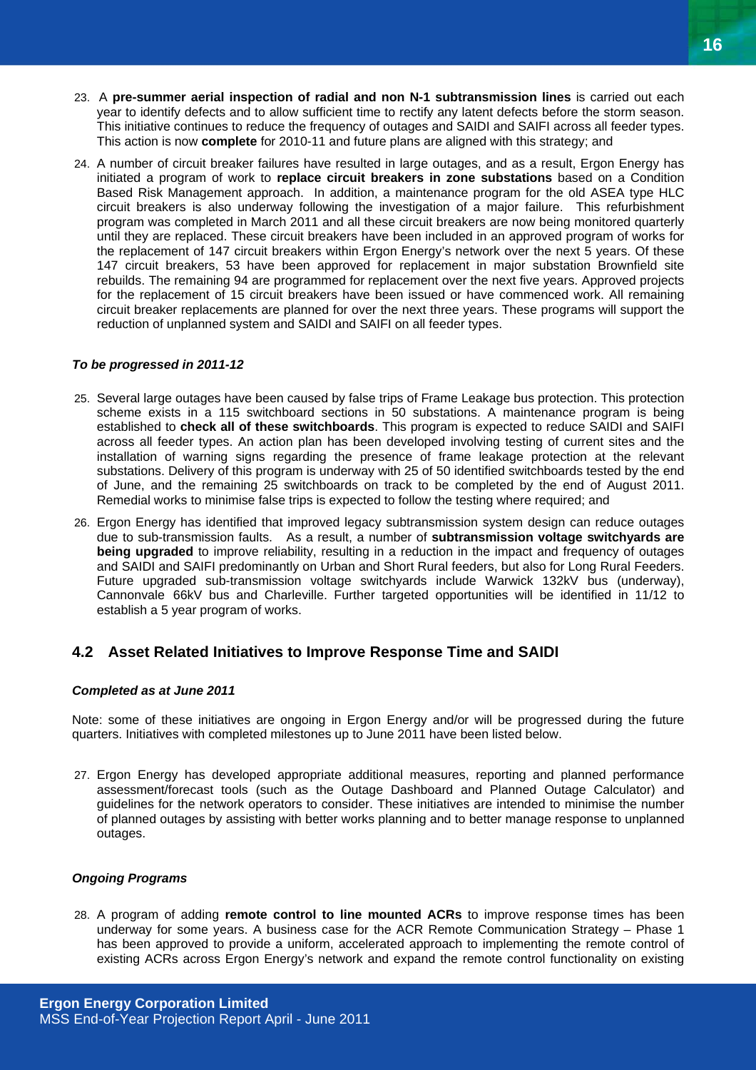23. A **pre-summer aerial inspection of radial and non N-1 subtransmission lines** is carried out each year to identify defects and to allow sufficient time to rectify any latent defects before the storm season. This initiative continues to reduce the frequency of outages and SAIDI and SAIFI across all feeder types. This action is now **complete** for 2010-11 and future plans are aligned with this strategy; and

24. A number of circuit breaker failures have resulted in large outages, and as a result, Ergon Energy has initiated a program of work to **replace circuit breakers in zone substations** based on a Condition Based Risk Management approach. In addition, a maintenance program for the old ASEA type HLC circuit breakers is also underway following the investigation of a major failure. This refurbishment program was completed in March 2011 and all these circuit breakers are now being monitored quarterly until they are replaced. These circuit breakers have been included in an approved program of works for the replacement of 147 circuit breakers within Ergon Energy's network over the next 5 years. Of these 147 circuit breakers, 53 have been approved for replacement in major substation Brownfield site rebuilds. The remaining 94 are programmed for replacement over the next five years. Approved projects for the replacement of 15 circuit breakers have been issued or have commenced work. All remaining circuit breaker replacements are planned for over the next three years. These programs will support the reduction of unplanned system and SAIDI and SAIFI on all feeder types.

***To be progressed in 2011-12***

25. Several large outages have been caused by false trips of Frame Leakage bus protection. This protection scheme exists in a 115 switchboard sections in 50 substations. A maintenance program is being established to **check all of these switchboards**. This program is expected to reduce SAIDI and SAIFI across all feeder types. An action plan has been developed involving testing of current sites and the installation of warning signs regarding the presence of frame leakage protection at the relevant substations. Delivery of this program is underway with 25 of 50 identified switchboards tested by the end of June, and the remaining 25 switchboards on track to be completed by the end of August 2011. Remedial works to minimise false trips is expected to follow the testing where required; and

26. Ergon Energy has identified that improved legacy subtransmission system design can reduce outages due to sub-transmission faults. As a result, a number of **subtransmission voltage switchyards are being upgraded** to improve reliability, resulting in a reduction in the impact and frequency of outages and SAIDI and SAIFI predominantly on Urban and Short Rural feeders, but also for Long Rural Feeders. Future upgraded sub-transmission voltage switchyards include Warwick 132kV bus (underway), Cannonvale 66kV bus and Charleville. Further targeted opportunities will be identified in 11/12 to establish a 5 year program of works.

## 4.2 Asset Related Initiatives to Improve Response Time and SAIDI

***Completed as at June 2011***

Note: some of these initiatives are ongoing in Ergon Energy and/or will be progressed during the future quarters. Initiatives with completed milestones up to June 2011 have been listed below.

27. Ergon Energy has developed appropriate additional measures, reporting and planned performance assessment/forecast tools (such as the Outage Dashboard and Planned Outage Calculator) and guidelines for the network operators to consider. These initiatives are intended to minimise the number of planned outages by assisting with better works planning and to better manage response to unplanned outages.

***Ongoing Programs***

28. A program of adding **remote control to line mounted ACRs** to improve response times has been underway for some years. A business case for the ACR Remote Communication Strategy – Phase 1 has been approved to provide a uniform, accelerated approach to implementing the remote control of existing ACRs across Ergon Energy's network and expand the remote control functionality on existing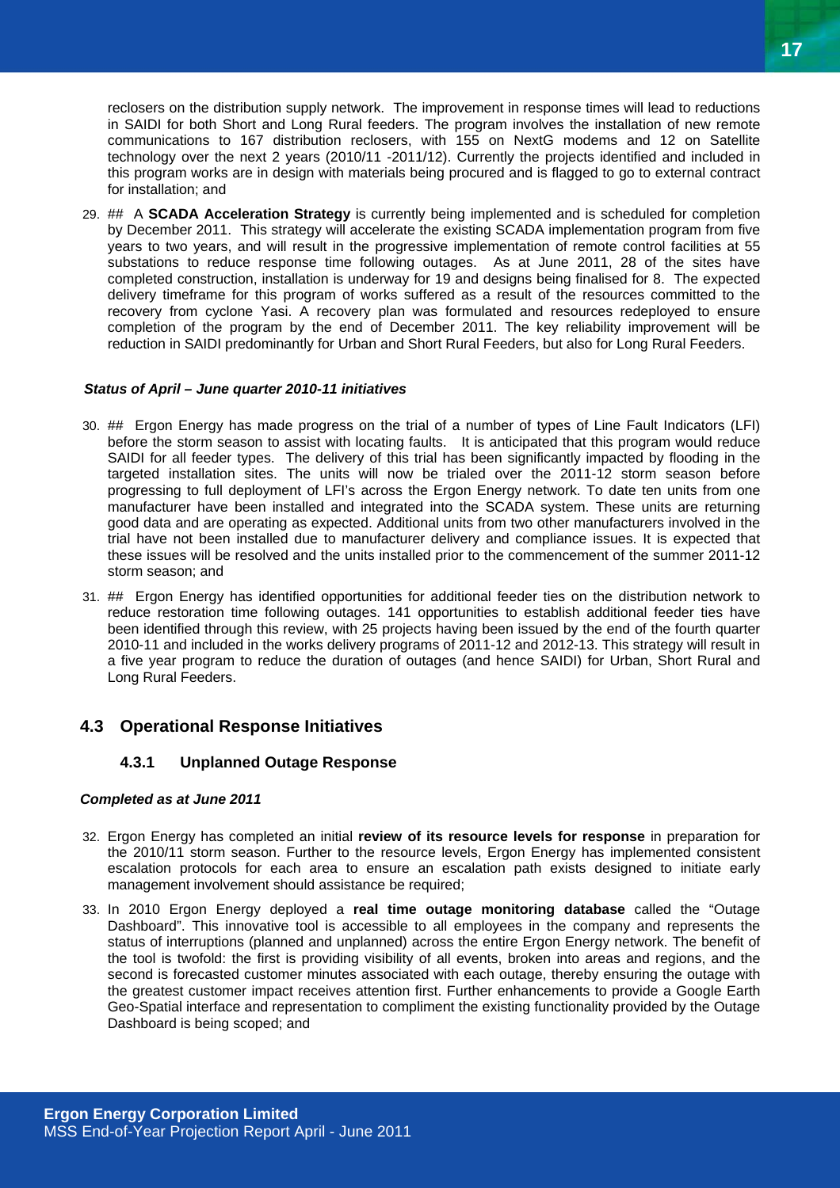reclosers on the distribution supply network. The improvement in response times will lead to reductions in SAIDI for both Short and Long Rural feeders. The program involves the installation of new remote communications to 167 distribution reclosers, with 155 on NextG modems and 12 on Satellite technology over the next 2 years (2010/11 -2011/12). Currently the projects identified and included in this program works are in design with materials being procured and is flagged to go to external contract for installation; and

29. ## A **SCADA Acceleration Strategy** is currently being implemented and is scheduled for completion by December 2011. This strategy will accelerate the existing SCADA implementation program from five years to two years, and will result in the progressive implementation of remote control facilities at 55 substations to reduce response time following outages. As at June 2011, 28 of the sites have completed construction, installation is underway for 19 and designs being finalised for 8. The expected delivery timeframe for this program of works suffered as a result of the resources committed to the recovery from cyclone Yasi. A recovery plan was formulated and resources redeployed to ensure completion of the program by the end of December 2011. The key reliability improvement will be reduction in SAIDI predominantly for Urban and Short Rural Feeders, but also for Long Rural Feeders.

***Status of April – June quarter 2010-11 initiatives***

30. ## Ergon Energy has made progress on the trial of a number of types of Line Fault Indicators (LFI) before the storm season to assist with locating faults. It is anticipated that this program would reduce SAIDI for all feeder types. The delivery of this trial has been significantly impacted by flooding in the targeted installation sites. The units will now be trialed over the 2011-12 storm season before progressing to full deployment of LFI's across the Ergon Energy network. To date ten units from one manufacturer have been installed and integrated into the SCADA system. These units are returning good data and are operating as expected. Additional units from two other manufacturers involved in the trial have not been installed due to manufacturer delivery and compliance issues. It is expected that these issues will be resolved and the units installed prior to the commencement of the summer 2011-12 storm season; and

31. ## Ergon Energy has identified opportunities for additional feeder ties on the distribution network to reduce restoration time following outages. 141 opportunities to establish additional feeder ties have been identified through this review, with 25 projects having been issued by the end of the fourth quarter 2010-11 and included in the works delivery programs of 2011-12 and 2012-13. This strategy will result in a five year program to reduce the duration of outages (and hence SAIDI) for Urban, Short Rural and Long Rural Feeders.

## 4.3 Operational Response Initiatives

### 4.3.1 Unplanned Outage Response

***Completed as at June 2011***

32. Ergon Energy has completed an initial **review of its resource levels for response** in preparation for the 2010/11 storm season. Further to the resource levels, Ergon Energy has implemented consistent escalation protocols for each area to ensure an escalation path exists designed to initiate early management involvement should assistance be required;

33. In 2010 Ergon Energy deployed a **real time outage monitoring database** called the "Outage Dashboard". This innovative tool is accessible to all employees in the company and represents the status of interruptions (planned and unplanned) across the entire Ergon Energy network. The benefit of the tool is twofold: the first is providing visibility of all events, broken into areas and regions, and the second is forecasted customer minutes associated with each outage, thereby ensuring the outage with the greatest customer impact receives attention first. Further enhancements to provide a Google Earth Geo-Spatial interface and representation to compliment the existing functionality provided by the Outage Dashboard is being scoped; and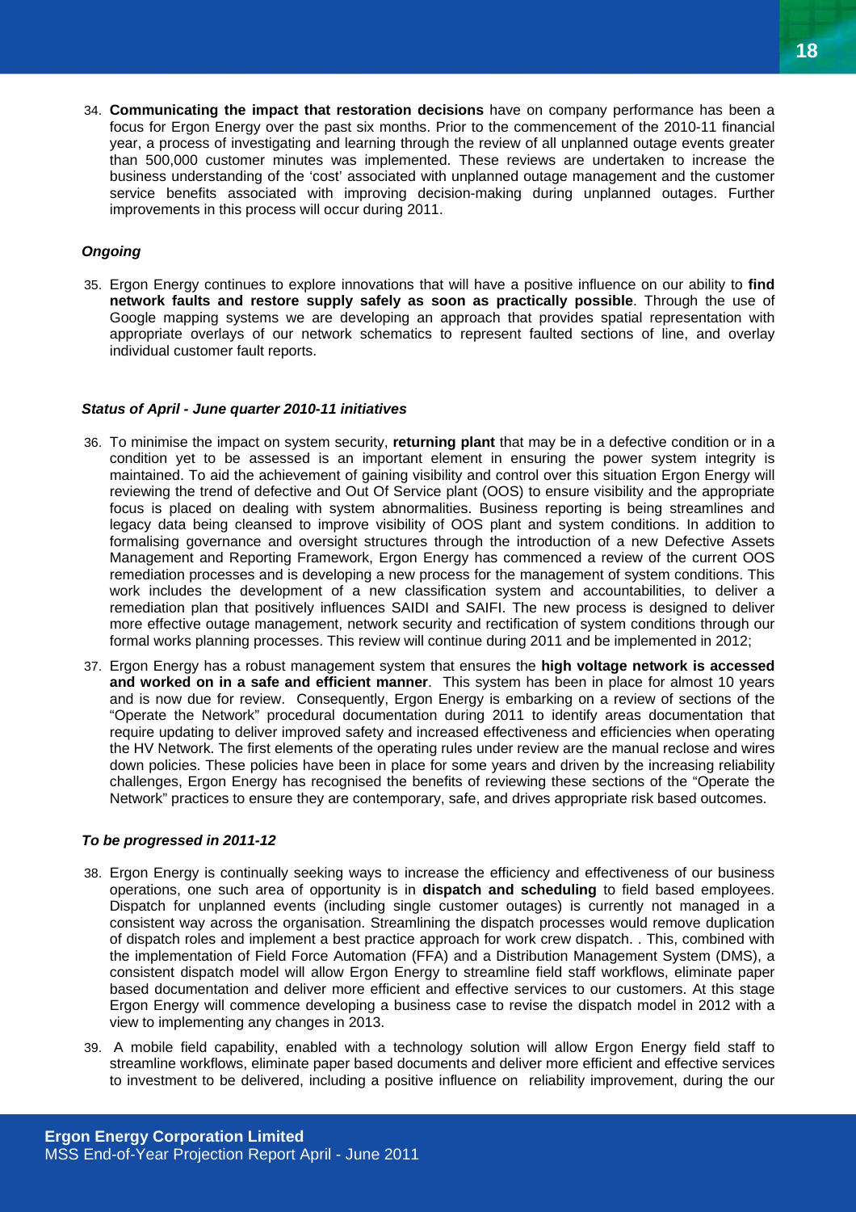34. **Communicating the impact that restoration decisions** have on company performance has been a focus for Ergon Energy over the past six months. Prior to the commencement of the 2010-11 financial year, a process of investigating and learning through the review of all unplanned outage events greater than 500,000 customer minutes was implemented. These reviews are undertaken to increase the business understanding of the 'cost' associated with unplanned outage management and the customer service benefits associated with improving decision-making during unplanned outages. Further improvements in this process will occur during 2011.

***Ongoing***

35. Ergon Energy continues to explore innovations that will have a positive influence on our ability to **find network faults and restore supply safely as soon as practically possible**. Through the use of Google mapping systems we are developing an approach that provides spatial representation with appropriate overlays of our network schematics to represent faulted sections of line, and overlay individual customer fault reports.

***Status of April - June quarter 2010-11 initiatives***

36. To minimise the impact on system security, **returning plant** that may be in a defective condition or in a condition yet to be assessed is an important element in ensuring the power system integrity is maintained. To aid the achievement of gaining visibility and control over this situation Ergon Energy will reviewing the trend of defective and Out Of Service plant (OOS) to ensure visibility and the appropriate focus is placed on dealing with system abnormalities. Business reporting is being streamlines and legacy data being cleansed to improve visibility of OOS plant and system conditions. In addition to formalising governance and oversight structures through the introduction of a new Defective Assets Management and Reporting Framework, Ergon Energy has commenced a review of the current OOS remediation processes and is developing a new process for the management of system conditions. This work includes the development of a new classification system and accountabilities, to deliver a remediation plan that positively influences SAIDI and SAIFI. The new process is designed to deliver more effective outage management, network security and rectification of system conditions through our formal works planning processes. This review will continue during 2011 and be implemented in 2012;

37. Ergon Energy has a robust management system that ensures the **high voltage network is accessed and worked on in a safe and efficient manner**. This system has been in place for almost 10 years and is now due for review. Consequently, Ergon Energy is embarking on a review of sections of the "Operate the Network" procedural documentation during 2011 to identify areas documentation that require updating to deliver improved safety and increased effectiveness and efficiencies when operating the HV Network. The first elements of the operating rules under review are the manual reclose and wires down policies. These policies have been in place for some years and driven by the increasing reliability challenges, Ergon Energy has recognised the benefits of reviewing these sections of the "Operate the Network" practices to ensure they are contemporary, safe, and drives appropriate risk based outcomes.

***To be progressed in 2011-12***

38. Ergon Energy is continually seeking ways to increase the efficiency and effectiveness of our business operations, one such area of opportunity is in **dispatch and scheduling** to field based employees. Dispatch for unplanned events (including single customer outages) is currently not managed in a consistent way across the organisation. Streamlining the dispatch processes would remove duplication of dispatch roles and implement a best practice approach for work crew dispatch. . This, combined with the implementation of Field Force Automation (FFA) and a Distribution Management System (DMS), a consistent dispatch model will allow Ergon Energy to streamline field staff workflows, eliminate paper based documentation and deliver more efficient and effective services to our customers. At this stage Ergon Energy will commence developing a business case to revise the dispatch model in 2012 with a view to implementing any changes in 2013.

39. A mobile field capability, enabled with a technology solution will allow Ergon Energy field staff to streamline workflows, eliminate paper based documents and deliver more efficient and effective services to investment to be delivered, including a positive influence on reliability improvement, during the our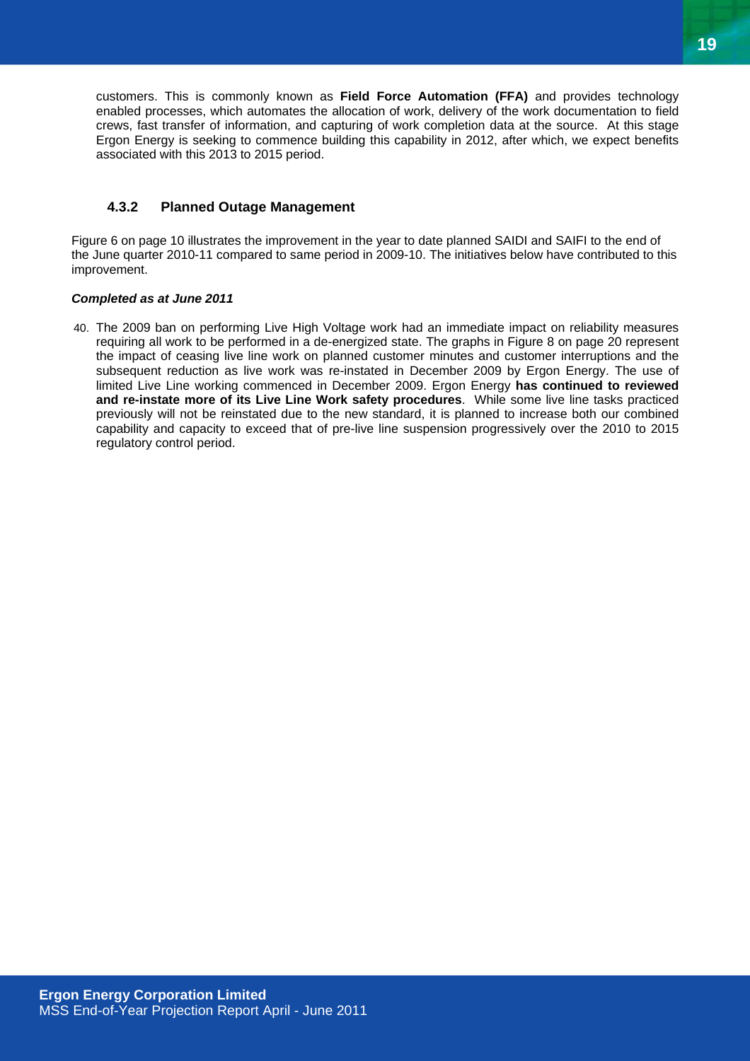customers. This is commonly known as **Field Force Automation (FFA)** and provides technology enabled processes, which automates the allocation of work, delivery of the work documentation to field crews, fast transfer of information, and capturing of work completion data at the source. At this stage Ergon Energy is seeking to commence building this capability in 2012, after which, we expect benefits associated with this 2013 to 2015 period.

### 4.3.2 Planned Outage Management

Figure 6 on page 10 illustrates the improvement in the year to date planned SAIDI and SAIFI to the end of the June quarter 2010-11 compared to same period in 2009-10. The initiatives below have contributed to this improvement.

***Completed as at June 2011***

40. The 2009 ban on performing Live High Voltage work had an immediate impact on reliability measures requiring all work to be performed in a de-energized state. The graphs in Figure 8 on page 20 represent the impact of ceasing live line work on planned customer minutes and customer interruptions and the subsequent reduction as live work was re-instated in December 2009 by Ergon Energy. The use of limited Live Line working commenced in December 2009. Ergon Energy **has continued to reviewed and re-instate more of its Live Line Work safety procedures**. While some live line tasks practiced previously will not be reinstated due to the new standard, it is planned to increase both our combined capability and capacity to exceed that of pre-live line suspension progressively over the 2010 to 2015 regulatory control period.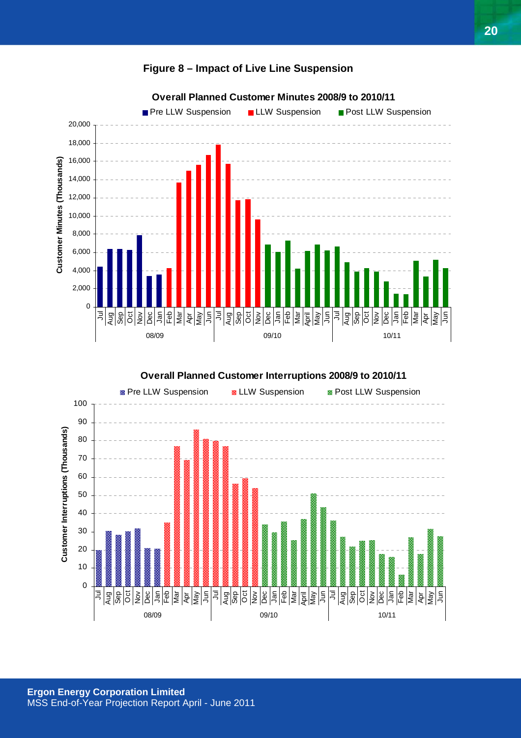**Figure 8 – Impact of Live Line Suspension**

**Overall Planned Customer Minutes 2008/9 to 2010/11**

**Overall Planned Customer Interruptions 2008/9 to 2010/11**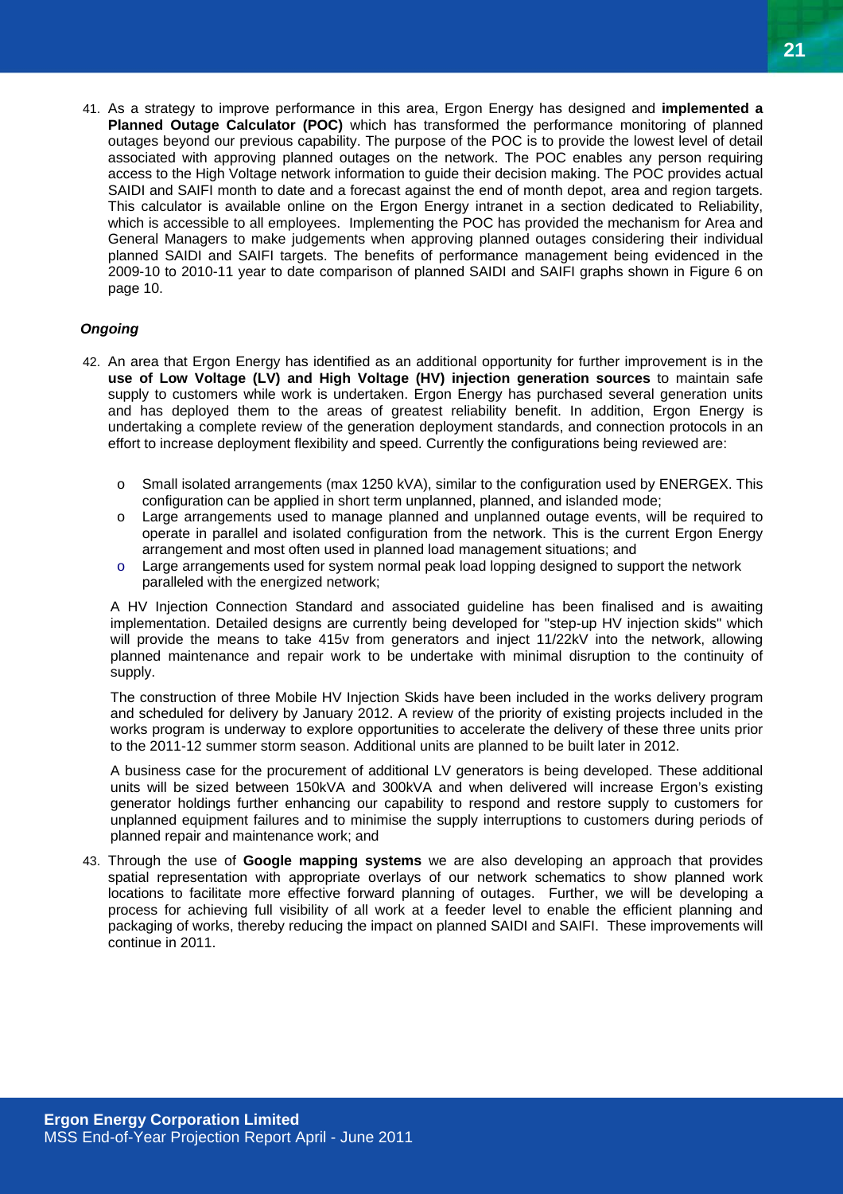41. As a strategy to improve performance in this area, Ergon Energy has designed and **implemented a Planned Outage Calculator (POC)** which has transformed the performance monitoring of planned outages beyond our previous capability. The purpose of the POC is to provide the lowest level of detail associated with approving planned outages on the network. The POC enables any person requiring access to the High Voltage network information to guide their decision making. The POC provides actual SAIDI and SAIFI month to date and a forecast against the end of month depot, area and region targets. This calculator is available online on the Ergon Energy intranet in a section dedicated to Reliability, which is accessible to all employees. Implementing the POC has provided the mechanism for Area and General Managers to make judgements when approving planned outages considering their individual planned SAIDI and SAIFI targets. The benefits of performance management being evidenced in the 2009-10 to 2010-11 year to date comparison of planned SAIDI and SAIFI graphs shown in Figure 6 on page 10.

***Ongoing***

42. An area that Ergon Energy has identified as an additional opportunity for further improvement is in the **use of Low Voltage (LV) and High Voltage (HV) injection generation sources** to maintain safe supply to customers while work is undertaken. Ergon Energy has purchased several generation units and has deployed them to the areas of greatest reliability benefit. In addition, Ergon Energy is undertaking a complete review of the generation deployment standards, and connection protocols in an effort to increase deployment flexibility and speed. Currently the configurations being reviewed are:

    - Small isolated arrangements (max 1250 kVA), similar to the configuration used by ENERGEX. This configuration can be applied in short term unplanned, planned, and islanded mode;
    - Large arrangements used to manage planned and unplanned outage events, will be required to operate in parallel and isolated configuration from the network. This is the current Ergon Energy arrangement and most often used in planned load management situations; and
    - Large arrangements used for system normal peak load lopping designed to support the network paralleled with the energized network;

    A HV Injection Connection Standard and associated guideline has been finalised and is awaiting implementation. Detailed designs are currently being developed for "step-up HV injection skids" which will provide the means to take 415v from generators and inject 11/22kV into the network, allowing planned maintenance and repair work to be undertake with minimal disruption to the continuity of supply.

    The construction of three Mobile HV Injection Skids have been included in the works delivery program and scheduled for delivery by January 2012. A review of the priority of existing projects included in the works program is underway to explore opportunities to accelerate the delivery of these three units prior to the 2011-12 summer storm season. Additional units are planned to be built later in 2012.

    A business case for the procurement of additional LV generators is being developed. These additional units will be sized between 150kVA and 300kVA and when delivered will increase Ergon's existing generator holdings further enhancing our capability to respond and restore supply to customers for unplanned equipment failures and to minimise the supply interruptions to customers during periods of planned repair and maintenance work; and

43. Through the use of **Google mapping systems** we are also developing an approach that provides spatial representation with appropriate overlays of our network schematics to show planned work locations to facilitate more effective forward planning of outages. Further, we will be developing a process for achieving full visibility of all work at a feeder level to enable the efficient planning and packaging of works, thereby reducing the impact on planned SAIDI and SAIFI. These improvements will continue in 2011.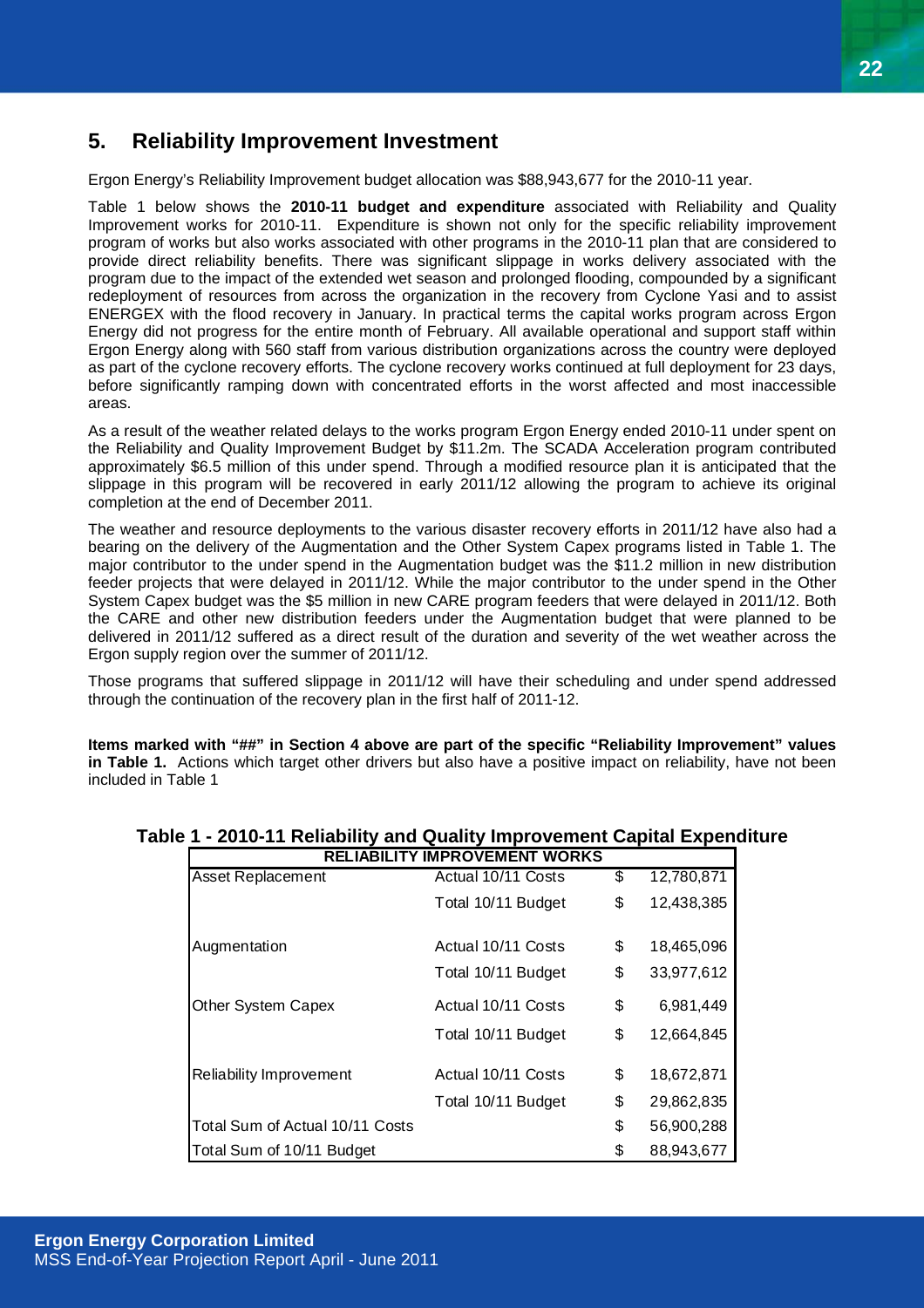## 5. Reliability Improvement Investment

Ergon Energy's Reliability Improvement budget allocation was $88,943,677 for the 2010-11 year.

Table 1 below shows the **2010-11 budget and expenditure** associated with Reliability and Quality Improvement works for 2010-11. Expenditure is shown not only for the specific reliability improvement program of works but also works associated with other programs in the 2010-11 plan that are considered to provide direct reliability benefits. There was significant slippage in works delivery associated with the program due to the impact of the extended wet season and prolonged flooding, compounded by a significant redeployment of resources from across the organization in the recovery from Cyclone Yasi and to assist ENERGEX with the flood recovery in January. In practical terms the capital works program across Ergon Energy did not progress for the entire month of February. All available operational and support staff within Ergon Energy along with 560 staff from various distribution organizations across the country were deployed as part of the cyclone recovery efforts. The cyclone recovery works continued at full deployment for 23 days, before significantly ramping down with concentrated efforts in the worst affected and most inaccessible areas.

As a result of the weather related delays to the works program Ergon Energy ended 2010-11 under spent on the Reliability and Quality Improvement Budget by $11.2m. The SCADA Acceleration program contributed approximately $6.5 million of this under spend. Through a modified resource plan it is anticipated that the slippage in this program will be recovered in early 2011/12 allowing the program to achieve its original completion at the end of December 2011.

The weather and resource deployments to the various disaster recovery efforts in 2011/12 have also had a bearing on the delivery of the Augmentation and the Other System Capex programs listed in Table 1. The major contributor to the under spend in the Augmentation budget was the $11.2 million in new distribution feeder projects that were delayed in 2011/12. While the major contributor to the under spend in the Other System Capex budget was the $5 million in new CARE program feeders that were delayed in 2011/12. Both the CARE and other new distribution feeders under the Augmentation budget that were planned to be delivered in 2011/12 suffered as a direct result of the duration and severity of the wet weather across the Ergon supply region over the summer of 2011/12.

Those programs that suffered slippage in 2011/12 will have their scheduling and under spend addressed through the continuation of the recovery plan in the first half of 2011-12.

**Items marked with "##" in Section 4 above are part of the specific "Reliability Improvement" values in Table 1.** Actions which target other drivers but also have a positive impact on reliability, have not been included in Table 1

**Table 1 - 2010-11 Reliability and Quality Improvement Capital Expenditure**

| RELIABILITY IMPROVEMENT WORKS | | | |
|---|---|---|---|
| Asset Replacement | Actual 10/11 Costs | $ | 12,780,871 |
| | Total 10/11 Budget | $ | 12,438,385 |
| Augmentation | Actual 10/11 Costs | $ | 18,465,096 |
| | Total 10/11 Budget | $ | 33,977,612 |
| Other System Capex | Actual 10/11 Costs | $ | 6,981,449 |
| | Total 10/11 Budget | $ | 12,664,845 |
| Reliability Improvement | Actual 10/11 Costs | $ | 18,672,871 |
| | Total 10/11 Budget | $ | 29,862,835 |
| Total Sum of Actual 10/11 Costs | | $ | 56,900,288 |
| Total Sum of 10/11 Budget | | $ | 88,943,677 |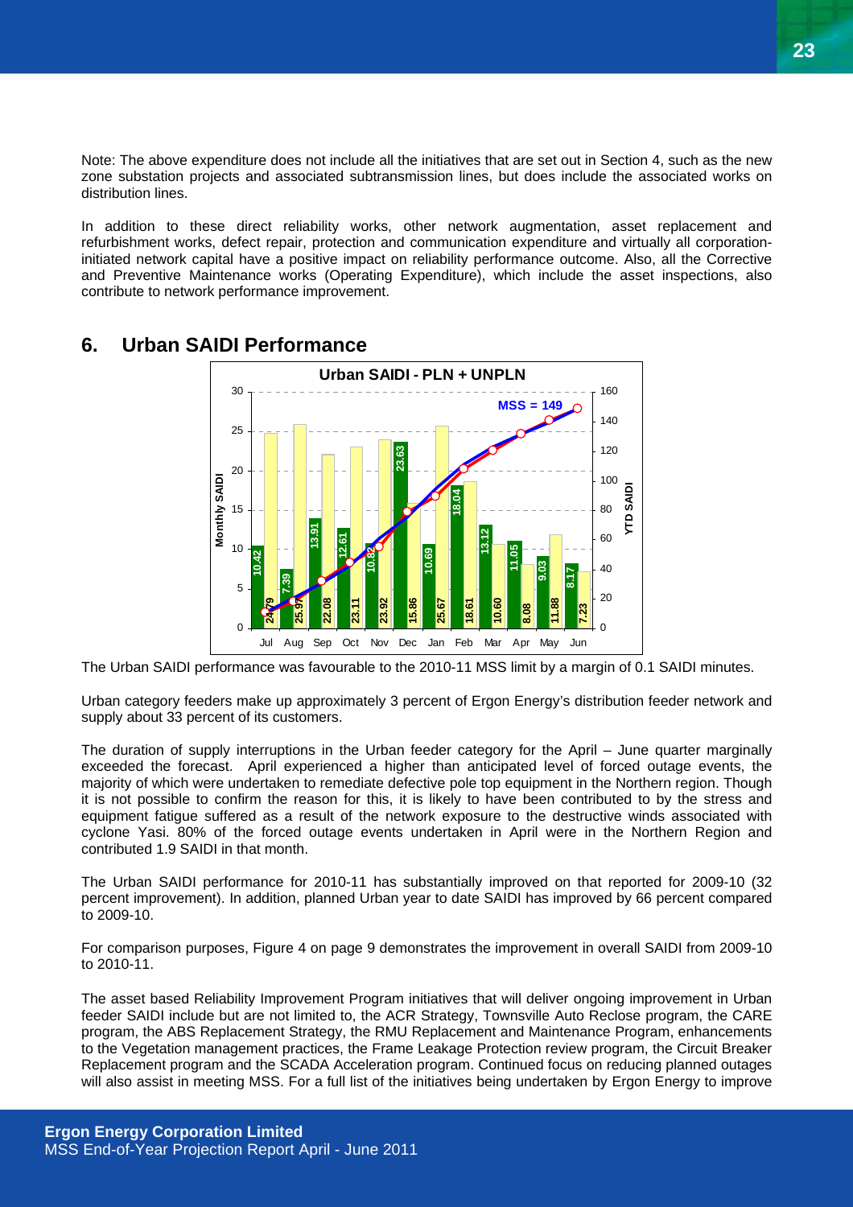Note: The above expenditure does not include all the initiatives that are set out in Section 4, such as the new zone substation projects and associated subtransmission lines, but does include the associated works on distribution lines.

In addition to these direct reliability works, other network augmentation, asset replacement and refurbishment works, defect repair, protection and communication expenditure and virtually all corporation-initiated network capital have a positive impact on reliability performance outcome. Also, all the Corrective and Preventive Maintenance works (Operating Expenditure), which include the asset inspections, also contribute to network performance improvement.

## 6. Urban SAIDI Performance

The Urban SAIDI performance was favourable to the 2010-11 MSS limit by a margin of 0.1 SAIDI minutes.

Urban category feeders make up approximately 3 percent of Ergon Energy's distribution feeder network and supply about 33 percent of its customers.

The duration of supply interruptions in the Urban feeder category for the April – June quarter marginally exceeded the forecast. April experienced a higher than anticipated level of forced outage events, the majority of which were undertaken to remediate defective pole top equipment in the Northern region. Though it is not possible to confirm the reason for this, it is likely to have been contributed to by the stress and equipment fatigue suffered as a result of the network exposure to the destructive winds associated with cyclone Yasi. 80% of the forced outage events undertaken in April were in the Northern Region and contributed 1.9 SAIDI in that month.

The Urban SAIDI performance for 2010-11 has substantially improved on that reported for 2009-10 (32 percent improvement). In addition, planned Urban year to date SAIDI has improved by 66 percent compared to 2009-10.

For comparison purposes, Figure 4 on page 9 demonstrates the improvement in overall SAIDI from 2009-10 to 2010-11.

The asset based Reliability Improvement Program initiatives that will deliver ongoing improvement in Urban feeder SAIDI include but are not limited to, the ACR Strategy, Townsville Auto Reclose program, the CARE program, the ABS Replacement Strategy, the RMU Replacement and Maintenance Program, enhancements to the Vegetation management practices, the Frame Leakage Protection review program, the Circuit Breaker Replacement program and the SCADA Acceleration program. Continued focus on reducing planned outages will also assist in meeting MSS. For a full list of the initiatives being undertaken by Ergon Energy to improve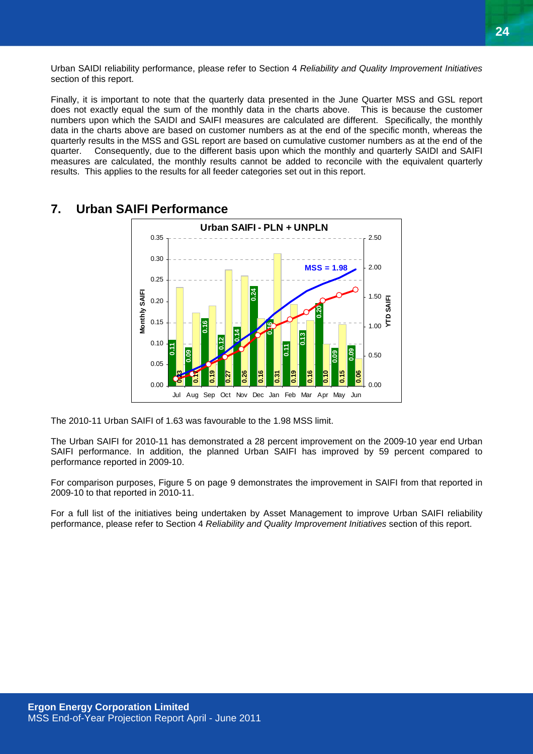Urban SAIDI reliability performance, please refer to Section 4 *Reliability and Quality Improvement Initiatives* section of this report.

Finally, it is important to note that the quarterly data presented in the June Quarter MSS and GSL report does not exactly equal the sum of the monthly data in the charts above. This is because the customer numbers upon which the SAIDI and SAIFI measures are calculated are different. Specifically, the monthly data in the charts above are based on customer numbers as at the end of the specific month, whereas the quarterly results in the MSS and GSL report are based on cumulative customer numbers as at the end of the quarter. Consequently, due to the different basis upon which the monthly and quarterly SAIDI and SAIFI measures are calculated, the monthly results cannot be added to reconcile with the equivalent quarterly results. This applies to the results for all feeder categories set out in this report.

## 7. Urban SAIFI Performance

The 2010-11 Urban SAIFI of 1.63 was favourable to the 1.98 MSS limit.

The Urban SAIFI for 2010-11 has demonstrated a 28 percent improvement on the 2009-10 year end Urban SAIFI performance. In addition, the planned Urban SAIFI has improved by 59 percent compared to performance reported in 2009-10.

For comparison purposes, Figure 5 on page 9 demonstrates the improvement in SAIFI from that reported in 2009-10 to that reported in 2010-11.

For a full list of the initiatives being undertaken by Asset Management to improve Urban SAIFI reliability performance, please refer to Section 4 *Reliability and Quality Improvement Initiatives* section of this report.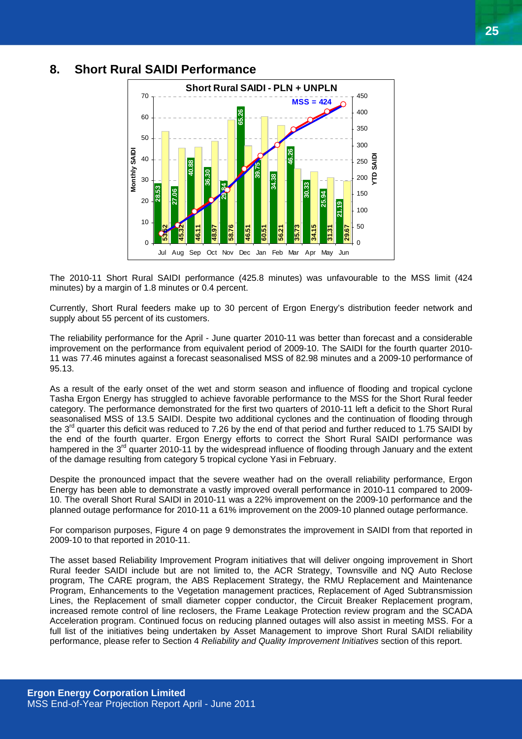## 8. Short Rural SAIDI Performance

The 2010-11 Short Rural SAIDI performance (425.8 minutes) was unfavourable to the MSS limit (424 minutes) by a margin of 1.8 minutes or 0.4 percent.

Currently, Short Rural feeders make up to 30 percent of Ergon Energy's distribution feeder network and supply about 55 percent of its customers.

The reliability performance for the April - June quarter 2010-11 was better than forecast and a considerable improvement on the performance from equivalent period of 2009-10. The SAIDI for the fourth quarter 2010-11 was 77.46 minutes against a forecast seasonalised MSS of 82.98 minutes and a 2009-10 performance of 95.13.

As a result of the early onset of the wet and storm season and influence of flooding and tropical cyclone Tasha Ergon Energy has struggled to achieve favorable performance to the MSS for the Short Rural feeder category. The performance demonstrated for the first two quarters of 2010-11 left a deficit to the Short Rural seasonalised MSS of 13.5 SAIDI. Despite two additional cyclones and the continuation of flooding through the 3rd quarter this deficit was reduced to 7.26 by the end of that period and further reduced to 1.75 SAIDI by the end of the fourth quarter. Ergon Energy efforts to correct the Short Rural SAIDI performance was hampered in the 3rd quarter 2010-11 by the widespread influence of flooding through January and the extent of the damage resulting from category 5 tropical cyclone Yasi in February.

Despite the pronounced impact that the severe weather had on the overall reliability performance, Ergon Energy has been able to demonstrate a vastly improved overall performance in 2010-11 compared to 2009-10. The overall Short Rural SAIDI in 2010-11 was a 22% improvement on the 2009-10 performance and the planned outage performance for 2010-11 a 61% improvement on the 2009-10 planned outage performance.

For comparison purposes, Figure 4 on page 9 demonstrates the improvement in SAIDI from that reported in 2009-10 to that reported in 2010-11.

The asset based Reliability Improvement Program initiatives that will deliver ongoing improvement in Short Rural feeder SAIDI include but are not limited to, the ACR Strategy, Townsville and NQ Auto Reclose program, The CARE program, the ABS Replacement Strategy, the RMU Replacement and Maintenance Program, Enhancements to the Vegetation management practices, Replacement of Aged Subtransmission Lines, the Replacement of small diameter copper conductor, the Circuit Breaker Replacement program, increased remote control of line reclosers, the Frame Leakage Protection review program and the SCADA Acceleration program. Continued focus on reducing planned outages will also assist in meeting MSS. For a full list of the initiatives being undertaken by Asset Management to improve Short Rural SAIDI reliability performance, please refer to Section 4 *Reliability and Quality Improvement Initiatives* section of this report.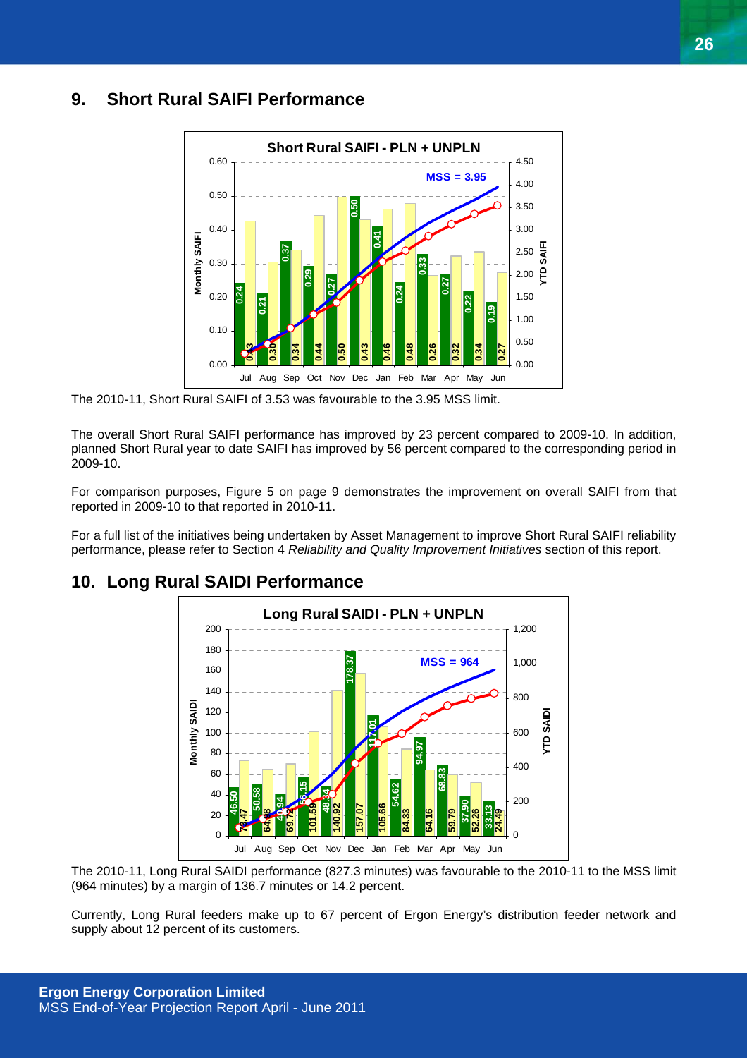## 9. Short Rural SAIFI Performance

The 2010-11, Short Rural SAIFI of 3.53 was favourable to the 3.95 MSS limit.

The overall Short Rural SAIFI performance has improved by 23 percent compared to 2009-10. In addition, planned Short Rural year to date SAIFI has improved by 56 percent compared to the corresponding period in 2009-10.

For comparison purposes, Figure 5 on page 9 demonstrates the improvement on overall SAIFI from that reported in 2009-10 to that reported in 2010-11.

For a full list of the initiatives being undertaken by Asset Management to improve Short Rural SAIFI reliability performance, please refer to Section 4 *Reliability and Quality Improvement Initiatives* section of this report.

## 10. Long Rural SAIDI Performance

The 2010-11, Long Rural SAIDI performance (827.3 minutes) was favourable to the 2010-11 to the MSS limit (964 minutes) by a margin of 136.7 minutes or 14.2 percent.

Currently, Long Rural feeders make up to 67 percent of Ergon Energy's distribution feeder network and supply about 12 percent of its customers.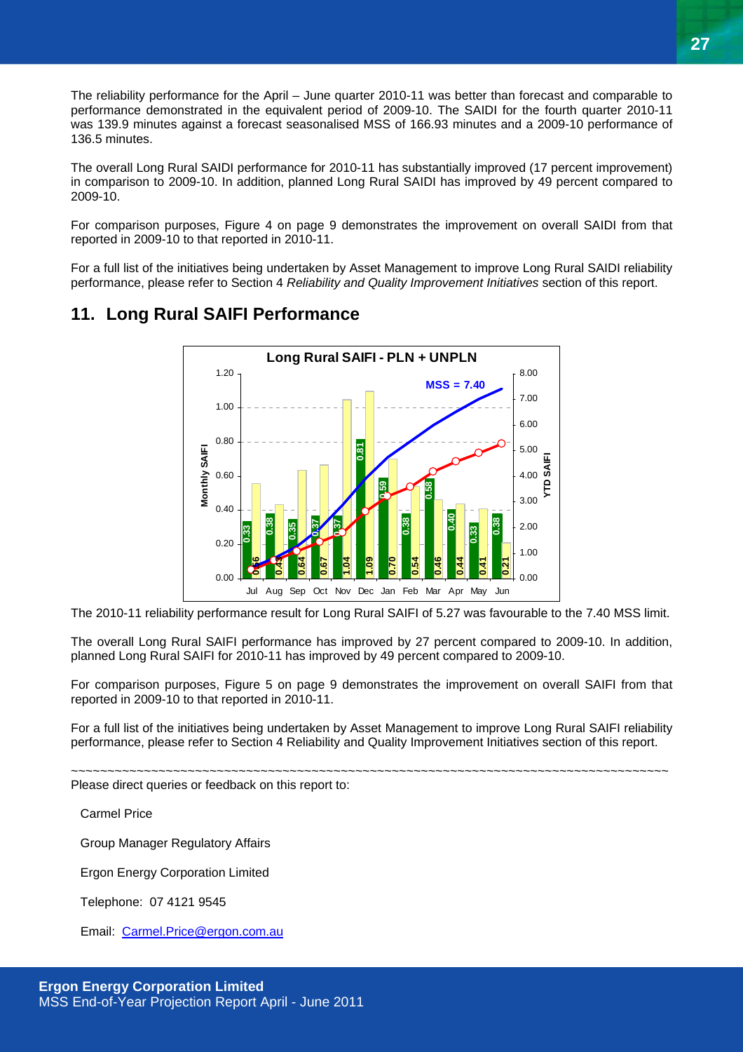The reliability performance for the April – June quarter 2010-11 was better than forecast and comparable to performance demonstrated in the equivalent period of 2009-10. The SAIDI for the fourth quarter 2010-11 was 139.9 minutes against a forecast seasonalised MSS of 166.93 minutes and a 2009-10 performance of 136.5 minutes.

The overall Long Rural SAIDI performance for 2010-11 has substantially improved (17 percent improvement) in comparison to 2009-10. In addition, planned Long Rural SAIDI has improved by 49 percent compared to 2009-10.

For comparison purposes, Figure 4 on page 9 demonstrates the improvement on overall SAIDI from that reported in 2009-10 to that reported in 2010-11.

For a full list of the initiatives being undertaken by Asset Management to improve Long Rural SAIDI reliability performance, please refer to Section 4 *Reliability and Quality Improvement Initiatives* section of this report.

## 11. Long Rural SAIFI Performance

Long Rural SAIFI - PLN + UNPLN

MSS = 7.40

Monthly SAIFI

YTD SAIFI

0.33 0.38 0.35 0.37 0.37 0.81 0.59 0.38 0.58 0.40 0.33 0.38

0.56 0.43 0.64 0.67 1.04 1.09 0.70 0.54 0.46 0.44 0.41 0.21

Jul Aug Sep Oct Nov Dec Jan Feb Mar Apr May Jun

The 2010-11 reliability performance result for Long Rural SAIFI of 5.27 was favourable to the 7.40 MSS limit.

The overall Long Rural SAIFI performance has improved by 27 percent compared to 2009-10. In addition, planned Long Rural SAIFI for 2010-11 has improved by 49 percent compared to 2009-10.

For comparison purposes, Figure 5 on page 9 demonstrates the improvement on overall SAIFI from that reported in 2009-10 to that reported in 2010-11.

For a full list of the initiatives being undertaken by Asset Management to improve Long Rural SAIFI reliability performance, please refer to Section 4 Reliability and Quality Improvement Initiatives section of this report.

~~~~~~~~~~~~~~~~~~~~~~~~~~~~~~~~~~~~~~~~~~~~~~~~~~~~~~~~~~~~~~~~~~~~~~~~~~~~~~~~~~~~~~~~

Please direct queries or feedback on this report to:

Carmel Price

Group Manager Regulatory Affairs

Ergon Energy Corporation Limited

Telephone: 07 4121 9545

Email: Carmel.Price@ergon.com.au